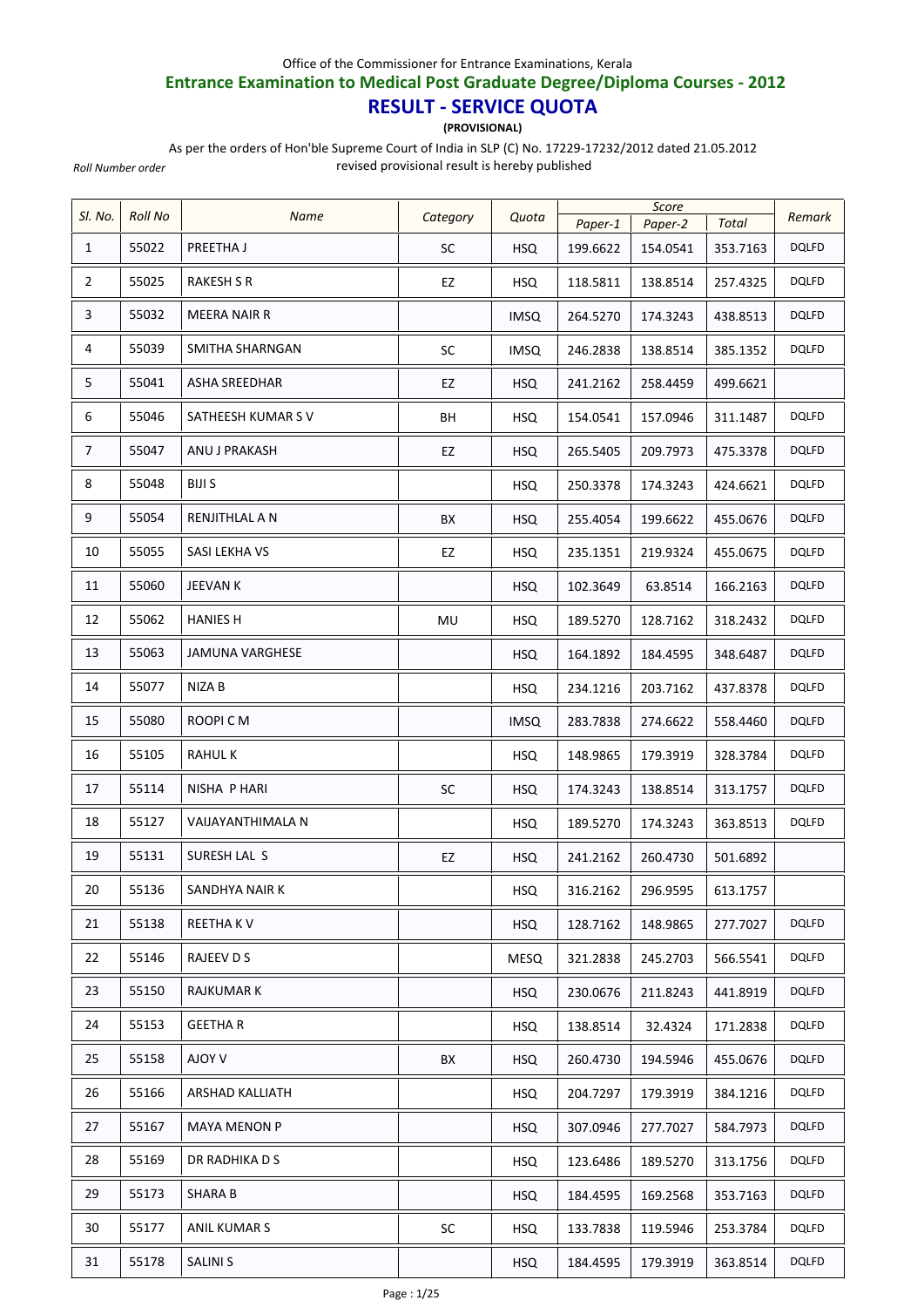Office of the Commissioner for Entrance Examinations, Kerala

## Entrance Examination to Medical Post Graduate Degree/Diploma Courses - 2012

# RESULT - SERVICE QUOTA

**(PROVISIONAL)**

As per the orders of Hon'ble Supreme Court of India in SLP (C) No. 17229-17232/2012 dated 21.05.2012 revised provisional result is hereby published

*Roll Number order*

| Sl. No. | Roll No | Name | Category | Quota | Score | | | Remark |
|---|---|---|---|---|---|---|---|---|
| | | | | | Paper-1 | Paper-2 | Total | |
| 1 | 55022 | PREETHA J | SC | HSQ | 199.6622 | 154.0541 | 353.7163 | DQLFD |
| 2 | 55025 | RAKESH S R | EZ | HSQ | 118.5811 | 138.8514 | 257.4325 | DQLFD |
| 3 | 55032 | MEERA NAIR R | | IMSQ | 264.5270 | 174.3243 | 438.8513 | DQLFD |
| 4 | 55039 | SMITHA SHARNGAN | SC | IMSQ | 246.2838 | 138.8514 | 385.1352 | DQLFD |
| 5 | 55041 | ASHA SREEDHAR | EZ | HSQ | 241.2162 | 258.4459 | 499.6621 | |
| 6 | 55046 | SATHEESH KUMAR S V | BH | HSQ | 154.0541 | 157.0946 | 311.1487 | DQLFD |
| 7 | 55047 | ANU J PRAKASH | EZ | HSQ | 265.5405 | 209.7973 | 475.3378 | DQLFD |
| 8 | 55048 | BIJI S | | HSQ | 250.3378 | 174.3243 | 424.6621 | DQLFD |
| 9 | 55054 | RENJITHLAL A N | BX | HSQ | 255.4054 | 199.6622 | 455.0676 | DQLFD |
| 10 | 55055 | SASI LEKHA VS | EZ | HSQ | 235.1351 | 219.9324 | 455.0675 | DQLFD |
| 11 | 55060 | JEEVAN K | | HSQ | 102.3649 | 63.8514 | 166.2163 | DQLFD |
| 12 | 55062 | HANIES H | MU | HSQ | 189.5270 | 128.7162 | 318.2432 | DQLFD |
| 13 | 55063 | JAMUNA VARGHESE | | HSQ | 164.1892 | 184.4595 | 348.6487 | DQLFD |
| 14 | 55077 | NIZA B | | HSQ | 234.1216 | 203.7162 | 437.8378 | DQLFD |
| 15 | 55080 | ROOPI C M | | IMSQ | 283.7838 | 274.6622 | 558.4460 | DQLFD |
| 16 | 55105 | RAHUL K | | HSQ | 148.9865 | 179.3919 | 328.3784 | DQLFD |
| 17 | 55114 | NISHA P HARI | SC | HSQ | 174.3243 | 138.8514 | 313.1757 | DQLFD |
| 18 | 55127 | VAIJAYANTHIMALA N | | HSQ | 189.5270 | 174.3243 | 363.8513 | DQLFD |
| 19 | 55131 | SURESH LAL S | EZ | HSQ | 241.2162 | 260.4730 | 501.6892 | |
| 20 | 55136 | SANDHYA NAIR K | | HSQ | 316.2162 | 296.9595 | 613.1757 | |
| 21 | 55138 | REETHA K V | | HSQ | 128.7162 | 148.9865 | 277.7027 | DQLFD |
| 22 | 55146 | RAJEEV D S | | MESQ | 321.2838 | 245.2703 | 566.5541 | DQLFD |
| 23 | 55150 | RAJKUMAR K | | HSQ | 230.0676 | 211.8243 | 441.8919 | DQLFD |
| 24 | 55153 | GEETHA R | | HSQ | 138.8514 | 32.4324 | 171.2838 | DQLFD |
| 25 | 55158 | AJOY V | BX | HSQ | 260.4730 | 194.5946 | 455.0676 | DQLFD |
| 26 | 55166 | ARSHAD KALLIATH | | HSQ | 204.7297 | 179.3919 | 384.1216 | DQLFD |
| 27 | 55167 | MAYA MENON P | | HSQ | 307.0946 | 277.7027 | 584.7973 | DQLFD |
| 28 | 55169 | DR RADHIKA D S | | HSQ | 123.6486 | 189.5270 | 313.1756 | DQLFD |
| 29 | 55173 | SHARA B | | HSQ | 184.4595 | 169.2568 | 353.7163 | DQLFD |
| 30 | 55177 | ANIL KUMAR S | SC | HSQ | 133.7838 | 119.5946 | 253.3784 | DQLFD |
| 31 | 55178 | SALINI S | | HSQ | 184.4595 | 179.3919 | 363.8514 | DQLFD |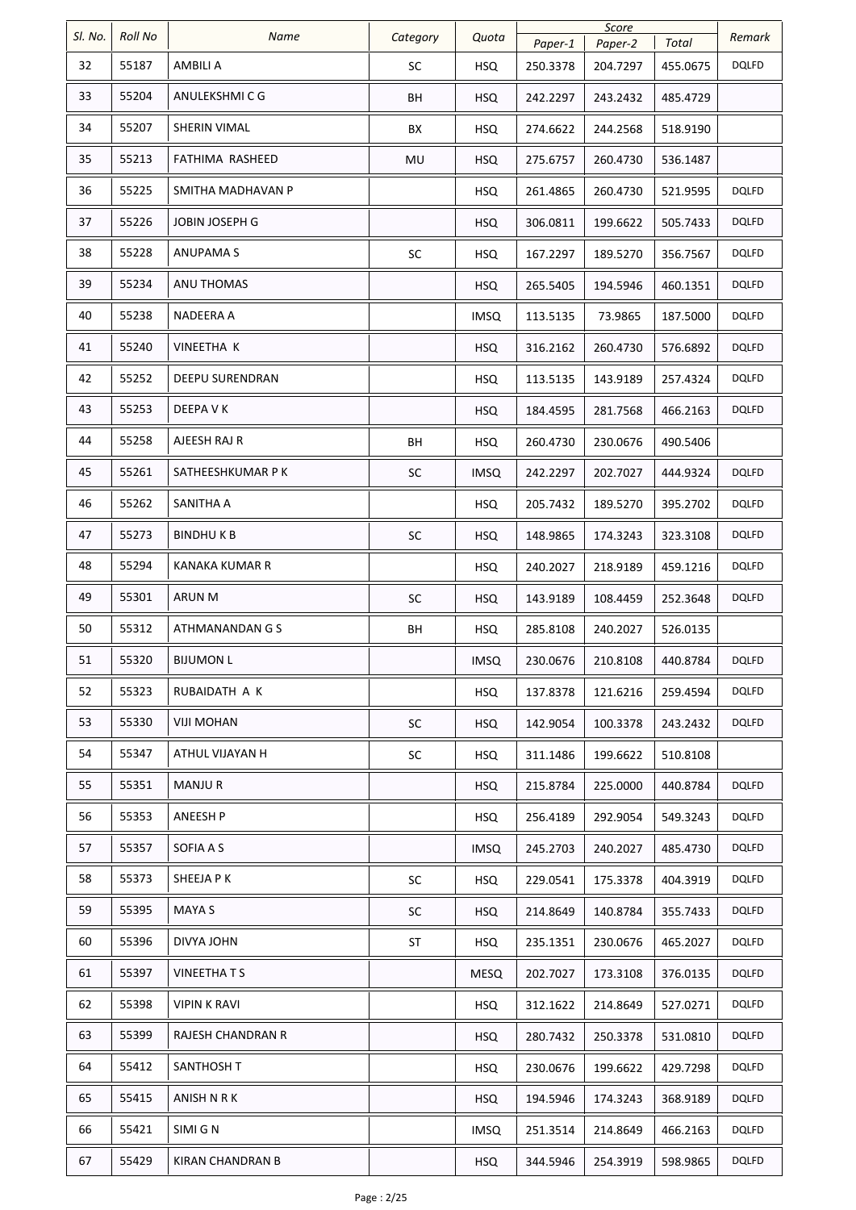| Sl. No. | Roll No | Name | Category | Quota | Score | | | Remark |
|---|---|---|---|---|---|---|---|---|
| | | | | | Paper-1 | Paper-2 | Total | |
| 32 | 55187 | AMBILI A | SC | HSQ | 250.3378 | 204.7297 | 455.0675 | DQLFD |
| 33 | 55204 | ANULEKSHMI C G | BH | HSQ | 242.2297 | 243.2432 | 485.4729 | |
| 34 | 55207 | SHERIN VIMAL | BX | HSQ | 274.6622 | 244.2568 | 518.9190 | |
| 35 | 55213 | FATHIMA RASHEED | MU | HSQ | 275.6757 | 260.4730 | 536.1487 | |
| 36 | 55225 | SMITHA MADHAVAN P | | HSQ | 261.4865 | 260.4730 | 521.9595 | DQLFD |
| 37 | 55226 | JOBIN JOSEPH G | | HSQ | 306.0811 | 199.6622 | 505.7433 | DQLFD |
| 38 | 55228 | ANUPAMA S | SC | HSQ | 167.2297 | 189.5270 | 356.7567 | DQLFD |
| 39 | 55234 | ANU THOMAS | | HSQ | 265.5405 | 194.5946 | 460.1351 | DQLFD |
| 40 | 55238 | NADEERA A | | IMSQ | 113.5135 | 73.9865 | 187.5000 | DQLFD |
| 41 | 55240 | VINEETHA K | | HSQ | 316.2162 | 260.4730 | 576.6892 | DQLFD |
| 42 | 55252 | DEEPU SURENDRAN | | HSQ | 113.5135 | 143.9189 | 257.4324 | DQLFD |
| 43 | 55253 | DEEPA V K | | HSQ | 184.4595 | 281.7568 | 466.2163 | DQLFD |
| 44 | 55258 | AJEESH RAJ R | BH | HSQ | 260.4730 | 230.0676 | 490.5406 | |
| 45 | 55261 | SATHEESHKUMAR P K | SC | IMSQ | 242.2297 | 202.7027 | 444.9324 | DQLFD |
| 46 | 55262 | SANITHA A | | HSQ | 205.7432 | 189.5270 | 395.2702 | DQLFD |
| 47 | 55273 | BINDHU K B | SC | HSQ | 148.9865 | 174.3243 | 323.3108 | DQLFD |
| 48 | 55294 | KANAKA KUMAR R | | HSQ | 240.2027 | 218.9189 | 459.1216 | DQLFD |
| 49 | 55301 | ARUN M | SC | HSQ | 143.9189 | 108.4459 | 252.3648 | DQLFD |
| 50 | 55312 | ATHMANANDAN G S | BH | HSQ | 285.8108 | 240.2027 | 526.0135 | |
| 51 | 55320 | BIJUMON L | | IMSQ | 230.0676 | 210.8108 | 440.8784 | DQLFD |
| 52 | 55323 | RUBAIDATH A K | | HSQ | 137.8378 | 121.6216 | 259.4594 | DQLFD |
| 53 | 55330 | VIJI MOHAN | SC | HSQ | 142.9054 | 100.3378 | 243.2432 | DQLFD |
| 54 | 55347 | ATHUL VIJAYAN H | SC | HSQ | 311.1486 | 199.6622 | 510.8108 | |
| 55 | 55351 | MANJU R | | HSQ | 215.8784 | 225.0000 | 440.8784 | DQLFD |
| 56 | 55353 | ANEESH P | | HSQ | 256.4189 | 292.9054 | 549.3243 | DQLFD |
| 57 | 55357 | SOFIA A S | | IMSQ | 245.2703 | 240.2027 | 485.4730 | DQLFD |
| 58 | 55373 | SHEEJA P K | SC | HSQ | 229.0541 | 175.3378 | 404.3919 | DQLFD |
| 59 | 55395 | MAYA S | SC | HSQ | 214.8649 | 140.8784 | 355.7433 | DQLFD |
| 60 | 55396 | DIVYA JOHN | ST | HSQ | 235.1351 | 230.0676 | 465.2027 | DQLFD |
| 61 | 55397 | VINEETHA T S | | MESQ | 202.7027 | 173.3108 | 376.0135 | DQLFD |
| 62 | 55398 | VIPIN K RAVI | | HSQ | 312.1622 | 214.8649 | 527.0271 | DQLFD |
| 63 | 55399 | RAJESH CHANDRAN R | | HSQ | 280.7432 | 250.3378 | 531.0810 | DQLFD |
| 64 | 55412 | SANTHOSH T | | HSQ | 230.0676 | 199.6622 | 429.7298 | DQLFD |
| 65 | 55415 | ANISH N R K | | HSQ | 194.5946 | 174.3243 | 368.9189 | DQLFD |
| 66 | 55421 | SIMI G N | | IMSQ | 251.3514 | 214.8649 | 466.2163 | DQLFD |
| 67 | 55429 | KIRAN CHANDRAN B | | HSQ | 344.5946 | 254.3919 | 598.9865 | DQLFD |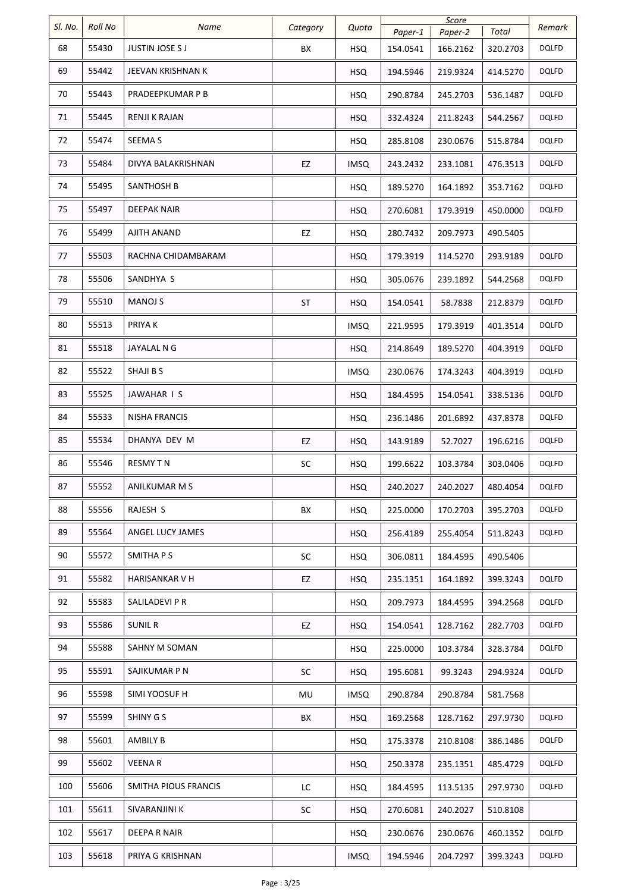| Sl. No. | Roll No | Name | Category | Quota | Score | | | Remark |
|---|---|---|---|---|---|---|---|---|
| | | | | | Paper-1 | Paper-2 | Total | |
| 68 | 55430 | JUSTIN JOSE S J | BX | HSQ | 154.0541 | 166.2162 | 320.2703 | DQLFD |
| 69 | 55442 | JEEVAN KRISHNAN K | | HSQ | 194.5946 | 219.9324 | 414.5270 | DQLFD |
| 70 | 55443 | PRADEEPKUMAR P B | | HSQ | 290.8784 | 245.2703 | 536.1487 | DQLFD |
| 71 | 55445 | RENJI K RAJAN | | HSQ | 332.4324 | 211.8243 | 544.2567 | DQLFD |
| 72 | 55474 | SEEMA S | | HSQ | 285.8108 | 230.0676 | 515.8784 | DQLFD |
| 73 | 55484 | DIVYA BALAKRISHNAN | EZ | IMSQ | 243.2432 | 233.1081 | 476.3513 | DQLFD |
| 74 | 55495 | SANTHOSH B | | HSQ | 189.5270 | 164.1892 | 353.7162 | DQLFD |
| 75 | 55497 | DEEPAK NAIR | | HSQ | 270.6081 | 179.3919 | 450.0000 | DQLFD |
| 76 | 55499 | AJITH ANAND | EZ | HSQ | 280.7432 | 209.7973 | 490.5405 | |
| 77 | 55503 | RACHNA CHIDAMBARAM | | HSQ | 179.3919 | 114.5270 | 293.9189 | DQLFD |
| 78 | 55506 | SANDHYA S | | HSQ | 305.0676 | 239.1892 | 544.2568 | DQLFD |
| 79 | 55510 | MANOJ S | ST | HSQ | 154.0541 | 58.7838 | 212.8379 | DQLFD |
| 80 | 55513 | PRIYA K | | IMSQ | 221.9595 | 179.3919 | 401.3514 | DQLFD |
| 81 | 55518 | JAYALAL N G | | HSQ | 214.8649 | 189.5270 | 404.3919 | DQLFD |
| 82 | 55522 | SHAJI B S | | IMSQ | 230.0676 | 174.3243 | 404.3919 | DQLFD |
| 83 | 55525 | JAWAHAR I S | | HSQ | 184.4595 | 154.0541 | 338.5136 | DQLFD |
| 84 | 55533 | NISHA FRANCIS | | HSQ | 236.1486 | 201.6892 | 437.8378 | DQLFD |
| 85 | 55534 | DHANYA DEV M | EZ | HSQ | 143.9189 | 52.7027 | 196.6216 | DQLFD |
| 86 | 55546 | RESMY T N | SC | HSQ | 199.6622 | 103.3784 | 303.0406 | DQLFD |
| 87 | 55552 | ANILKUMAR M S | | HSQ | 240.2027 | 240.2027 | 480.4054 | DQLFD |
| 88 | 55556 | RAJESH S | BX | HSQ | 225.0000 | 170.2703 | 395.2703 | DQLFD |
| 89 | 55564 | ANGEL LUCY JAMES | | HSQ | 256.4189 | 255.4054 | 511.8243 | DQLFD |
| 90 | 55572 | SMITHA P S | SC | HSQ | 306.0811 | 184.4595 | 490.5406 | |
| 91 | 55582 | HARISANKAR V H | EZ | HSQ | 235.1351 | 164.1892 | 399.3243 | DQLFD |
| 92 | 55583 | SALILADEVI P R | | HSQ | 209.7973 | 184.4595 | 394.2568 | DQLFD |
| 93 | 55586 | SUNIL R | EZ | HSQ | 154.0541 | 128.7162 | 282.7703 | DQLFD |
| 94 | 55588 | SAHNY M SOMAN | | HSQ | 225.0000 | 103.3784 | 328.3784 | DQLFD |
| 95 | 55591 | SAJIKUMAR P N | SC | HSQ | 195.6081 | 99.3243 | 294.9324 | DQLFD |
| 96 | 55598 | SIMI YOOSUF H | MU | IMSQ | 290.8784 | 290.8784 | 581.7568 | |
| 97 | 55599 | SHINY G S | BX | HSQ | 169.2568 | 128.7162 | 297.9730 | DQLFD |
| 98 | 55601 | AMBILY B | | HSQ | 175.3378 | 210.8108 | 386.1486 | DQLFD |
| 99 | 55602 | VEENA R | | HSQ | 250.3378 | 235.1351 | 485.4729 | DQLFD |
| 100 | 55606 | SMITHA PIOUS FRANCIS | LC | HSQ | 184.4595 | 113.5135 | 297.9730 | DQLFD |
| 101 | 55611 | SIVARANJINI K | SC | HSQ | 270.6081 | 240.2027 | 510.8108 | |
| 102 | 55617 | DEEPA R NAIR | | HSQ | 230.0676 | 230.0676 | 460.1352 | DQLFD |
| 103 | 55618 | PRIYA G KRISHNAN | | IMSQ | 194.5946 | 204.7297 | 399.3243 | DQLFD |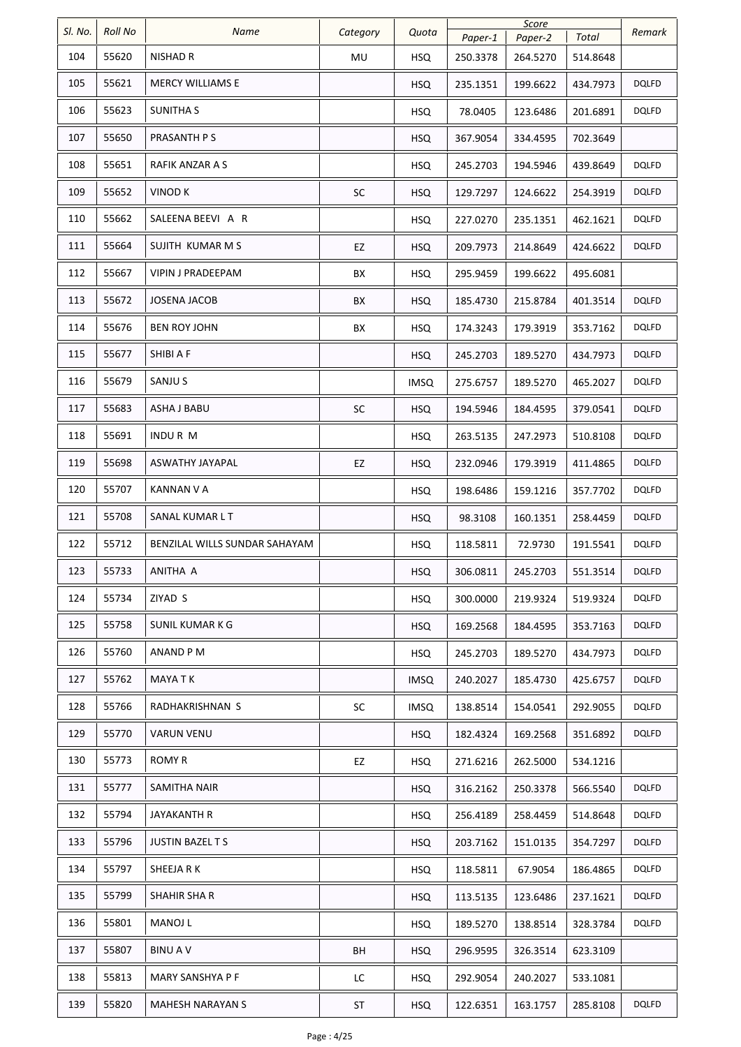| Sl. No. | Roll No | Name | Category | Quota | Score | | | Remark |
|---|---|---|---|---|---|---|---|---|
| | | | | | Paper-1 | Paper-2 | Total | |
| 104 | 55620 | NISHAD R | MU | HSQ | 250.3378 | 264.5270 | 514.8648 | |
| 105 | 55621 | MERCY WILLIAMS E | | HSQ | 235.1351 | 199.6622 | 434.7973 | DQLFD |
| 106 | 55623 | SUNITHA S | | HSQ | 78.0405 | 123.6486 | 201.6891 | DQLFD |
| 107 | 55650 | PRASANTH P S | | HSQ | 367.9054 | 334.4595 | 702.3649 | |
| 108 | 55651 | RAFIK ANZAR A S | | HSQ | 245.2703 | 194.5946 | 439.8649 | DQLFD |
| 109 | 55652 | VINOD K | SC | HSQ | 129.7297 | 124.6622 | 254.3919 | DQLFD |
| 110 | 55662 | SALEENA BEEVI A R | | HSQ | 227.0270 | 235.1351 | 462.1621 | DQLFD |
| 111 | 55664 | SUJITH KUMAR M S | EZ | HSQ | 209.7973 | 214.8649 | 424.6622 | DQLFD |
| 112 | 55667 | VIPIN J PRADEEPAM | BX | HSQ | 295.9459 | 199.6622 | 495.6081 | |
| 113 | 55672 | JOSENA JACOB | BX | HSQ | 185.4730 | 215.8784 | 401.3514 | DQLFD |
| 114 | 55676 | BEN ROY JOHN | BX | HSQ | 174.3243 | 179.3919 | 353.7162 | DQLFD |
| 115 | 55677 | SHIBI A F | | HSQ | 245.2703 | 189.5270 | 434.7973 | DQLFD |
| 116 | 55679 | SANJU S | | IMSQ | 275.6757 | 189.5270 | 465.2027 | DQLFD |
| 117 | 55683 | ASHA J BABU | SC | HSQ | 194.5946 | 184.4595 | 379.0541 | DQLFD |
| 118 | 55691 | INDU R M | | HSQ | 263.5135 | 247.2973 | 510.8108 | DQLFD |
| 119 | 55698 | ASWATHY JAYAPAL | EZ | HSQ | 232.0946 | 179.3919 | 411.4865 | DQLFD |
| 120 | 55707 | KANNAN V A | | HSQ | 198.6486 | 159.1216 | 357.7702 | DQLFD |
| 121 | 55708 | SANAL KUMAR L T | | HSQ | 98.3108 | 160.1351 | 258.4459 | DQLFD |
| 122 | 55712 | BENZILAL WILLS SUNDAR SAHAYAM | | HSQ | 118.5811 | 72.9730 | 191.5541 | DQLFD |
| 123 | 55733 | ANITHA A | | HSQ | 306.0811 | 245.2703 | 551.3514 | DQLFD |
| 124 | 55734 | ZIYAD S | | HSQ | 300.0000 | 219.9324 | 519.9324 | DQLFD |
| 125 | 55758 | SUNIL KUMAR K G | | HSQ | 169.2568 | 184.4595 | 353.7163 | DQLFD |
| 126 | 55760 | ANAND P M | | HSQ | 245.2703 | 189.5270 | 434.7973 | DQLFD |
| 127 | 55762 | MAYA T K | | IMSQ | 240.2027 | 185.4730 | 425.6757 | DQLFD |
| 128 | 55766 | RADHAKRISHNAN S | SC | IMSQ | 138.8514 | 154.0541 | 292.9055 | DQLFD |
| 129 | 55770 | VARUN VENU | | HSQ | 182.4324 | 169.2568 | 351.6892 | DQLFD |
| 130 | 55773 | ROMY R | EZ | HSQ | 271.6216 | 262.5000 | 534.1216 | |
| 131 | 55777 | SAMITHA NAIR | | HSQ | 316.2162 | 250.3378 | 566.5540 | DQLFD |
| 132 | 55794 | JAYAKANTH R | | HSQ | 256.4189 | 258.4459 | 514.8648 | DQLFD |
| 133 | 55796 | JUSTIN BAZEL T S | | HSQ | 203.7162 | 151.0135 | 354.7297 | DQLFD |
| 134 | 55797 | SHEEJA R K | | HSQ | 118.5811 | 67.9054 | 186.4865 | DQLFD |
| 135 | 55799 | SHAHIR SHA R | | HSQ | 113.5135 | 123.6486 | 237.1621 | DQLFD |
| 136 | 55801 | MANOJ L | | HSQ | 189.5270 | 138.8514 | 328.3784 | DQLFD |
| 137 | 55807 | BINU A V | BH | HSQ | 296.9595 | 326.3514 | 623.3109 | |
| 138 | 55813 | MARY SANSHYA P F | LC | HSQ | 292.9054 | 240.2027 | 533.1081 | |
| 139 | 55820 | MAHESH NARAYAN S | ST | HSQ | 122.6351 | 163.1757 | 285.8108 | DQLFD |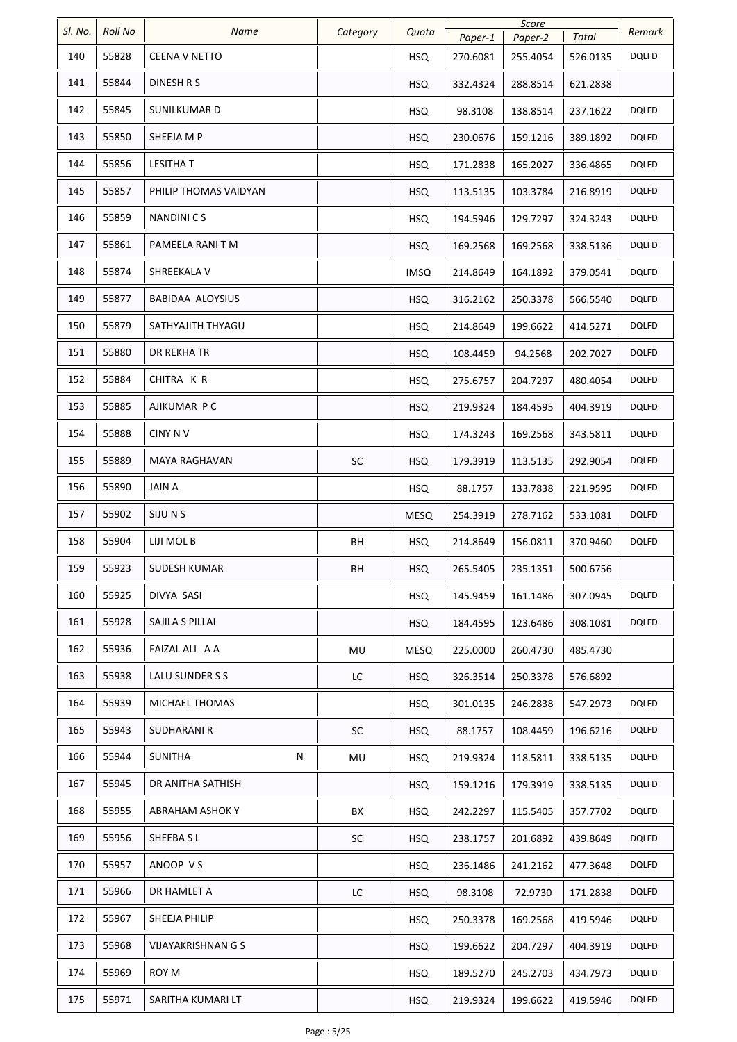| Sl. No. | Roll No | Name | Category | Quota | Score | | | Remark |
|---|---|---|---|---|---|---|---|---|
| | | | | | Paper-1 | Paper-2 | Total | |
| 140 | 55828 | CEENA V NETTO | | HSQ | 270.6081 | 255.4054 | 526.0135 | DQLFD |
| 141 | 55844 | DINESH R S | | HSQ | 332.4324 | 288.8514 | 621.2838 | |
| 142 | 55845 | SUNILKUMAR D | | HSQ | 98.3108 | 138.8514 | 237.1622 | DQLFD |
| 143 | 55850 | SHEEJA M P | | HSQ | 230.0676 | 159.1216 | 389.1892 | DQLFD |
| 144 | 55856 | LESITHA T | | HSQ | 171.2838 | 165.2027 | 336.4865 | DQLFD |
| 145 | 55857 | PHILIP THOMAS VAIDYAN | | HSQ | 113.5135 | 103.3784 | 216.8919 | DQLFD |
| 146 | 55859 | NANDINI C S | | HSQ | 194.5946 | 129.7297 | 324.3243 | DQLFD |
| 147 | 55861 | PAMEELA RANI T M | | HSQ | 169.2568 | 169.2568 | 338.5136 | DQLFD |
| 148 | 55874 | SHREEKALA V | | IMSQ | 214.8649 | 164.1892 | 379.0541 | DQLFD |
| 149 | 55877 | BABIDAA ALOYSIUS | | HSQ | 316.2162 | 250.3378 | 566.5540 | DQLFD |
| 150 | 55879 | SATHYAJITH THYAGU | | HSQ | 214.8649 | 199.6622 | 414.5271 | DQLFD |
| 151 | 55880 | DR REKHA TR | | HSQ | 108.4459 | 94.2568 | 202.7027 | DQLFD |
| 152 | 55884 | CHITRA K R | | HSQ | 275.6757 | 204.7297 | 480.4054 | DQLFD |
| 153 | 55885 | AJIKUMAR P C | | HSQ | 219.9324 | 184.4595 | 404.3919 | DQLFD |
| 154 | 55888 | CINY N V | | HSQ | 174.3243 | 169.2568 | 343.5811 | DQLFD |
| 155 | 55889 | MAYA RAGHAVAN | SC | HSQ | 179.3919 | 113.5135 | 292.9054 | DQLFD |
| 156 | 55890 | JAIN A | | HSQ | 88.1757 | 133.7838 | 221.9595 | DQLFD |
| 157 | 55902 | SIJU N S | | MESQ | 254.3919 | 278.7162 | 533.1081 | DQLFD |
| 158 | 55904 | LIJI MOL B | BH | HSQ | 214.8649 | 156.0811 | 370.9460 | DQLFD |
| 159 | 55923 | SUDESH KUMAR | BH | HSQ | 265.5405 | 235.1351 | 500.6756 | |
| 160 | 55925 | DIVYA SASI | | HSQ | 145.9459 | 161.1486 | 307.0945 | DQLFD |
| 161 | 55928 | SAJILA S PILLAI | | HSQ | 184.4595 | 123.6486 | 308.1081 | DQLFD |
| 162 | 55936 | FAIZAL ALI A A | MU | MESQ | 225.0000 | 260.4730 | 485.4730 | |
| 163 | 55938 | LALU SUNDER S S | LC | HSQ | 326.3514 | 250.3378 | 576.6892 | |
| 164 | 55939 | MICHAEL THOMAS | | HSQ | 301.0135 | 246.2838 | 547.2973 | DQLFD |
| 165 | 55943 | SUDHARANI R | SC | HSQ | 88.1757 | 108.4459 | 196.6216 | DQLFD |
| 166 | 55944 | SUNITHA N | MU | HSQ | 219.9324 | 118.5811 | 338.5135 | DQLFD |
| 167 | 55945 | DR ANITHA SATHISH | | HSQ | 159.1216 | 179.3919 | 338.5135 | DQLFD |
| 168 | 55955 | ABRAHAM ASHOK Y | BX | HSQ | 242.2297 | 115.5405 | 357.7702 | DQLFD |
| 169 | 55956 | SHEEBA S L | SC | HSQ | 238.1757 | 201.6892 | 439.8649 | DQLFD |
| 170 | 55957 | ANOOP V S | | HSQ | 236.1486 | 241.2162 | 477.3648 | DQLFD |
| 171 | 55966 | DR HAMLET A | LC | HSQ | 98.3108 | 72.9730 | 171.2838 | DQLFD |
| 172 | 55967 | SHEEJA PHILIP | | HSQ | 250.3378 | 169.2568 | 419.5946 | DQLFD |
| 173 | 55968 | VIJAYAKRISHNAN G S | | HSQ | 199.6622 | 204.7297 | 404.3919 | DQLFD |
| 174 | 55969 | ROY M | | HSQ | 189.5270 | 245.2703 | 434.7973 | DQLFD |
| 175 | 55971 | SARITHA KUMARI LT | | HSQ | 219.9324 | 199.6622 | 419.5946 | DQLFD |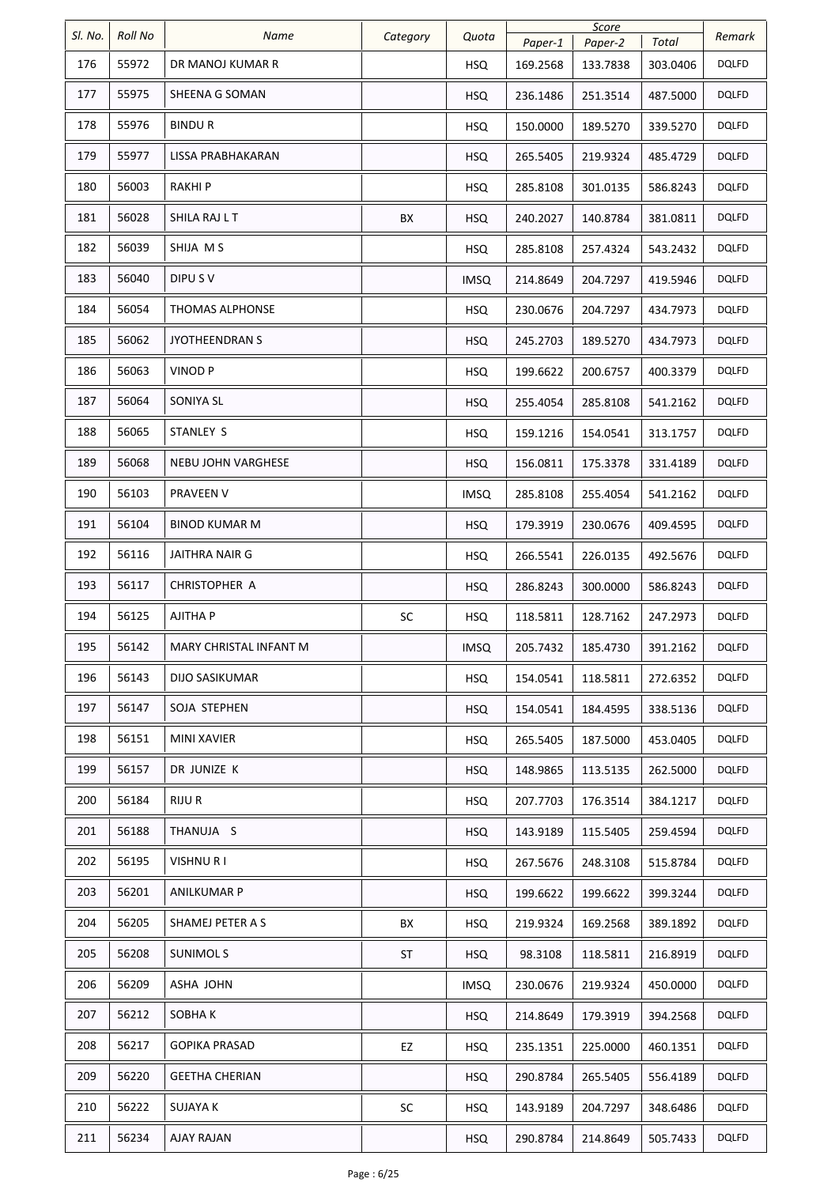| Sl. No. | Roll No | Name | Category | Quota | Score | | | Remark |
|---|---|---|---|---|---|---|---|---|
| | | | | | Paper-1 | Paper-2 | Total | |
| 176 | 55972 | DR MANOJ KUMAR R | | HSQ | 169.2568 | 133.7838 | 303.0406 | DQLFD |
| 177 | 55975 | SHEENA G SOMAN | | HSQ | 236.1486 | 251.3514 | 487.5000 | DQLFD |
| 178 | 55976 | BINDU R | | HSQ | 150.0000 | 189.5270 | 339.5270 | DQLFD |
| 179 | 55977 | LISSA PRABHAKARAN | | HSQ | 265.5405 | 219.9324 | 485.4729 | DQLFD |
| 180 | 56003 | RAKHI P | | HSQ | 285.8108 | 301.0135 | 586.8243 | DQLFD |
| 181 | 56028 | SHILA RAJ L T | BX | HSQ | 240.2027 | 140.8784 | 381.0811 | DQLFD |
| 182 | 56039 | SHIJA M S | | HSQ | 285.8108 | 257.4324 | 543.2432 | DQLFD |
| 183 | 56040 | DIPU S V | | IMSQ | 214.8649 | 204.7297 | 419.5946 | DQLFD |
| 184 | 56054 | THOMAS ALPHONSE | | HSQ | 230.0676 | 204.7297 | 434.7973 | DQLFD |
| 185 | 56062 | JYOTHEENDRAN S | | HSQ | 245.2703 | 189.5270 | 434.7973 | DQLFD |
| 186 | 56063 | VINOD P | | HSQ | 199.6622 | 200.6757 | 400.3379 | DQLFD |
| 187 | 56064 | SONIYA SL | | HSQ | 255.4054 | 285.8108 | 541.2162 | DQLFD |
| 188 | 56065 | STANLEY S | | HSQ | 159.1216 | 154.0541 | 313.1757 | DQLFD |
| 189 | 56068 | NEBU JOHN VARGHESE | | HSQ | 156.0811 | 175.3378 | 331.4189 | DQLFD |
| 190 | 56103 | PRAVEEN V | | IMSQ | 285.8108 | 255.4054 | 541.2162 | DQLFD |
| 191 | 56104 | BINOD KUMAR M | | HSQ | 179.3919 | 230.0676 | 409.4595 | DQLFD |
| 192 | 56116 | JAITHRA NAIR G | | HSQ | 266.5541 | 226.0135 | 492.5676 | DQLFD |
| 193 | 56117 | CHRISTOPHER A | | HSQ | 286.8243 | 300.0000 | 586.8243 | DQLFD |
| 194 | 56125 | AJITHA P | SC | HSQ | 118.5811 | 128.7162 | 247.2973 | DQLFD |
| 195 | 56142 | MARY CHRISTAL INFANT M | | IMSQ | 205.7432 | 185.4730 | 391.2162 | DQLFD |
| 196 | 56143 | DIJO SASIKUMAR | | HSQ | 154.0541 | 118.5811 | 272.6352 | DQLFD |
| 197 | 56147 | SOJA STEPHEN | | HSQ | 154.0541 | 184.4595 | 338.5136 | DQLFD |
| 198 | 56151 | MINI XAVIER | | HSQ | 265.5405 | 187.5000 | 453.0405 | DQLFD |
| 199 | 56157 | DR JUNIZE K | | HSQ | 148.9865 | 113.5135 | 262.5000 | DQLFD |
| 200 | 56184 | RIJU R | | HSQ | 207.7703 | 176.3514 | 384.1217 | DQLFD |
| 201 | 56188 | THANUJA S | | HSQ | 143.9189 | 115.5405 | 259.4594 | DQLFD |
| 202 | 56195 | VISHNU R I | | HSQ | 267.5676 | 248.3108 | 515.8784 | DQLFD |
| 203 | 56201 | ANILKUMAR P | | HSQ | 199.6622 | 199.6622 | 399.3244 | DQLFD |
| 204 | 56205 | SHAMEJ PETER A S | BX | HSQ | 219.9324 | 169.2568 | 389.1892 | DQLFD |
| 205 | 56208 | SUNIMOL S | ST | HSQ | 98.3108 | 118.5811 | 216.8919 | DQLFD |
| 206 | 56209 | ASHA JOHN | | IMSQ | 230.0676 | 219.9324 | 450.0000 | DQLFD |
| 207 | 56212 | SOBHA K | | HSQ | 214.8649 | 179.3919 | 394.2568 | DQLFD |
| 208 | 56217 | GOPIKA PRASAD | EZ | HSQ | 235.1351 | 225.0000 | 460.1351 | DQLFD |
| 209 | 56220 | GEETHA CHERIAN | | HSQ | 290.8784 | 265.5405 | 556.4189 | DQLFD |
| 210 | 56222 | SUJAYA K | SC | HSQ | 143.9189 | 204.7297 | 348.6486 | DQLFD |
| 211 | 56234 | AJAY RAJAN | | HSQ | 290.8784 | 214.8649 | 505.7433 | DQLFD |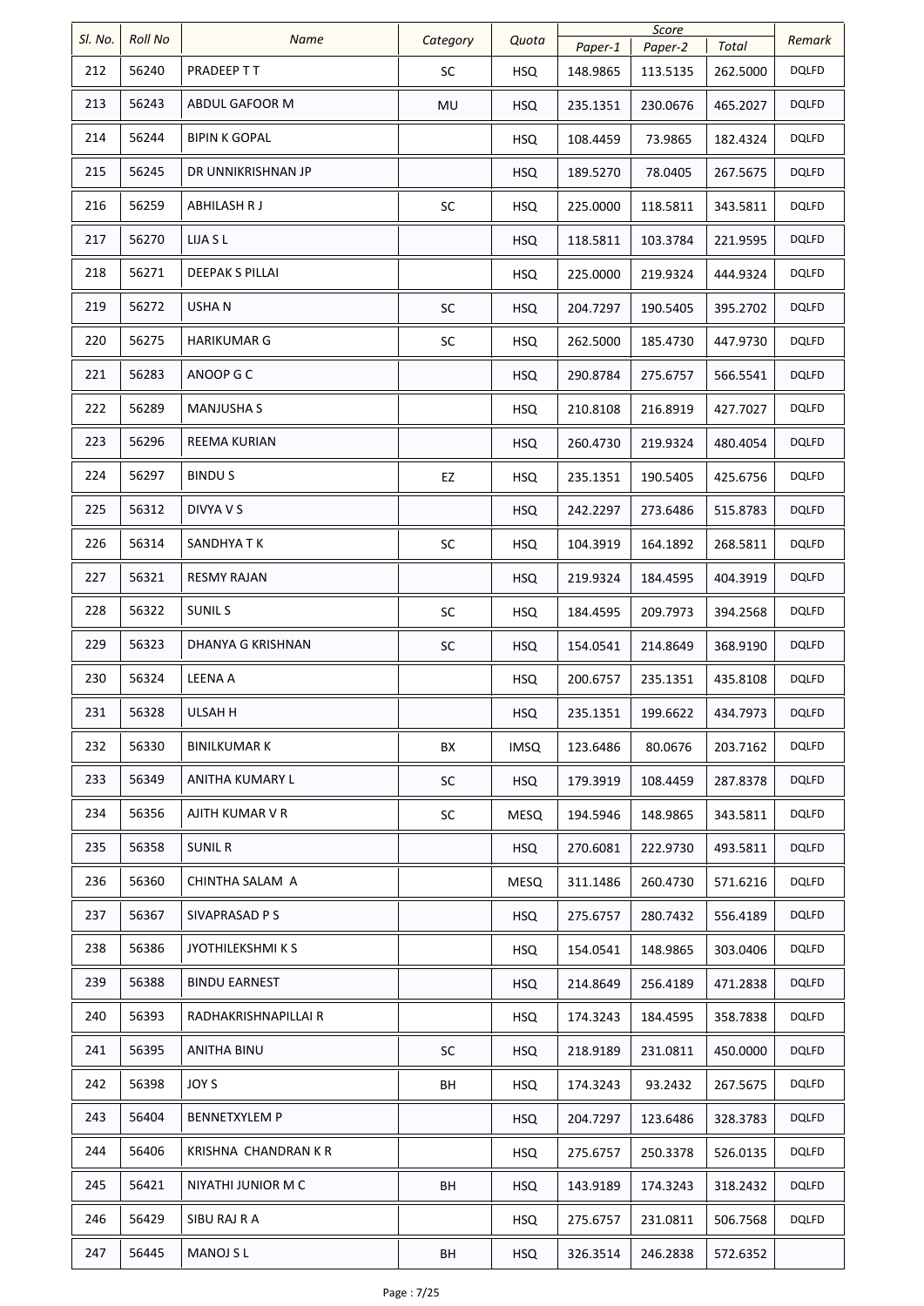| Sl. No. | Roll No | Name | Category | Quota | Score | | | Remark |
|---|---|---|---|---|---|---|---|---|
| | | | | | Paper-1 | Paper-2 | Total | |
| 212 | 56240 | PRADEEP T T | SC | HSQ | 148.9865 | 113.5135 | 262.5000 | DQLFD |
| 213 | 56243 | ABDUL GAFOOR M | MU | HSQ | 235.1351 | 230.0676 | 465.2027 | DQLFD |
| 214 | 56244 | BIPIN K GOPAL | | HSQ | 108.4459 | 73.9865 | 182.4324 | DQLFD |
| 215 | 56245 | DR UNNIKRISHNAN JP | | HSQ | 189.5270 | 78.0405 | 267.5675 | DQLFD |
| 216 | 56259 | ABHILASH R J | SC | HSQ | 225.0000 | 118.5811 | 343.5811 | DQLFD |
| 217 | 56270 | LIJA S L | | HSQ | 118.5811 | 103.3784 | 221.9595 | DQLFD |
| 218 | 56271 | DEEPAK S PILLAI | | HSQ | 225.0000 | 219.9324 | 444.9324 | DQLFD |
| 219 | 56272 | USHA N | SC | HSQ | 204.7297 | 190.5405 | 395.2702 | DQLFD |
| 220 | 56275 | HARIKUMAR G | SC | HSQ | 262.5000 | 185.4730 | 447.9730 | DQLFD |
| 221 | 56283 | ANOOP G C | | HSQ | 290.8784 | 275.6757 | 566.5541 | DQLFD |
| 222 | 56289 | MANJUSHA S | | HSQ | 210.8108 | 216.8919 | 427.7027 | DQLFD |
| 223 | 56296 | REEMA KURIAN | | HSQ | 260.4730 | 219.9324 | 480.4054 | DQLFD |
| 224 | 56297 | BINDU S | EZ | HSQ | 235.1351 | 190.5405 | 425.6756 | DQLFD |
| 225 | 56312 | DIVYA V S | | HSQ | 242.2297 | 273.6486 | 515.8783 | DQLFD |
| 226 | 56314 | SANDHYA T K | SC | HSQ | 104.3919 | 164.1892 | 268.5811 | DQLFD |
| 227 | 56321 | RESMY RAJAN | | HSQ | 219.9324 | 184.4595 | 404.3919 | DQLFD |
| 228 | 56322 | SUNIL S | SC | HSQ | 184.4595 | 209.7973 | 394.2568 | DQLFD |
| 229 | 56323 | DHANYA G KRISHNAN | SC | HSQ | 154.0541 | 214.8649 | 368.9190 | DQLFD |
| 230 | 56324 | LEENA A | | HSQ | 200.6757 | 235.1351 | 435.8108 | DQLFD |
| 231 | 56328 | ULSAH H | | HSQ | 235.1351 | 199.6622 | 434.7973 | DQLFD |
| 232 | 56330 | BINILKUMAR K | BX | IMSQ | 123.6486 | 80.0676 | 203.7162 | DQLFD |
| 233 | 56349 | ANITHA KUMARY L | SC | HSQ | 179.3919 | 108.4459 | 287.8378 | DQLFD |
| 234 | 56356 | AJITH KUMAR V R | SC | MESQ | 194.5946 | 148.9865 | 343.5811 | DQLFD |
| 235 | 56358 | SUNIL R | | HSQ | 270.6081 | 222.9730 | 493.5811 | DQLFD |
| 236 | 56360 | CHINTHA SALAM A | | MESQ | 311.1486 | 260.4730 | 571.6216 | DQLFD |
| 237 | 56367 | SIVAPRASAD P S | | HSQ | 275.6757 | 280.7432 | 556.4189 | DQLFD |
| 238 | 56386 | JYOTHILEKSHMI K S | | HSQ | 154.0541 | 148.9865 | 303.0406 | DQLFD |
| 239 | 56388 | BINDU EARNEST | | HSQ | 214.8649 | 256.4189 | 471.2838 | DQLFD |
| 240 | 56393 | RADHAKRISHNAPILLAI R | | HSQ | 174.3243 | 184.4595 | 358.7838 | DQLFD |
| 241 | 56395 | ANITHA BINU | SC | HSQ | 218.9189 | 231.0811 | 450.0000 | DQLFD |
| 242 | 56398 | JOY S | BH | HSQ | 174.3243 | 93.2432 | 267.5675 | DQLFD |
| 243 | 56404 | BENNETXYLEM P | | HSQ | 204.7297 | 123.6486 | 328.3783 | DQLFD |
| 244 | 56406 | KRISHNA CHANDRAN K R | | HSQ | 275.6757 | 250.3378 | 526.0135 | DQLFD |
| 245 | 56421 | NIYATHI JUNIOR M C | BH | HSQ | 143.9189 | 174.3243 | 318.2432 | DQLFD |
| 246 | 56429 | SIBU RAJ R A | | HSQ | 275.6757 | 231.0811 | 506.7568 | DQLFD |
| 247 | 56445 | MANOJ S L | BH | HSQ | 326.3514 | 246.2838 | 572.6352 | |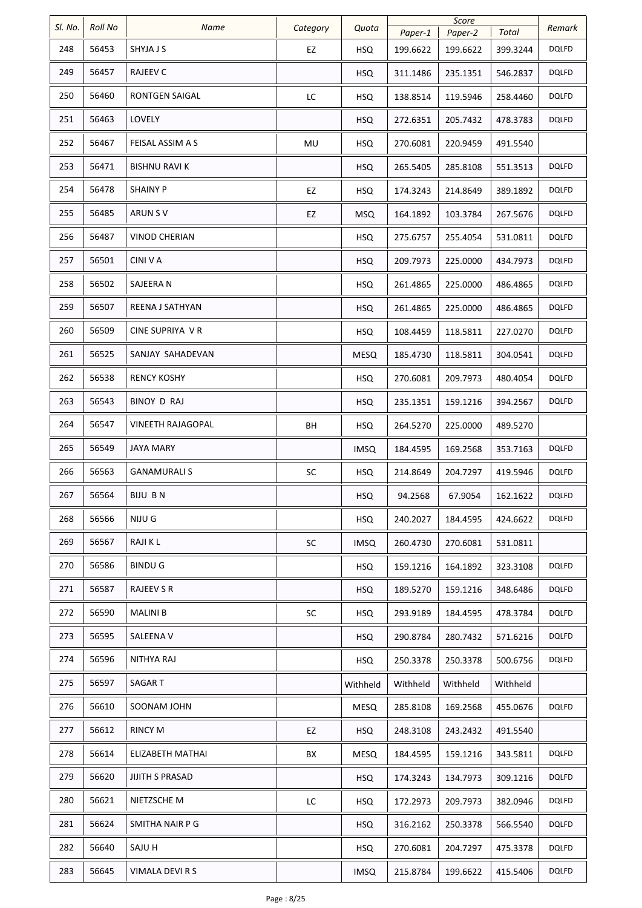| Sl. No. | Roll No | Name | Category | Quota | Score | | | Remark |
|---|---|---|---|---|---|---|---|---|
| | | | | | Paper-1 | Paper-2 | Total | |
| 248 | 56453 | SHYJA J S | EZ | HSQ | 199.6622 | 199.6622 | 399.3244 | DQLFD |
| 249 | 56457 | RAJEEV C | | HSQ | 311.1486 | 235.1351 | 546.2837 | DQLFD |
| 250 | 56460 | RONTGEN SAIGAL | LC | HSQ | 138.8514 | 119.5946 | 258.4460 | DQLFD |
| 251 | 56463 | LOVELY | | HSQ | 272.6351 | 205.7432 | 478.3783 | DQLFD |
| 252 | 56467 | FEISAL ASSIM A S | MU | HSQ | 270.6081 | 220.9459 | 491.5540 | |
| 253 | 56471 | BISHNU RAVI K | | HSQ | 265.5405 | 285.8108 | 551.3513 | DQLFD |
| 254 | 56478 | SHAINY P | EZ | HSQ | 174.3243 | 214.8649 | 389.1892 | DQLFD |
| 255 | 56485 | ARUN S V | EZ | MSQ | 164.1892 | 103.3784 | 267.5676 | DQLFD |
| 256 | 56487 | VINOD CHERIAN | | HSQ | 275.6757 | 255.4054 | 531.0811 | DQLFD |
| 257 | 56501 | CINI V A | | HSQ | 209.7973 | 225.0000 | 434.7973 | DQLFD |
| 258 | 56502 | SAJEERA N | | HSQ | 261.4865 | 225.0000 | 486.4865 | DQLFD |
| 259 | 56507 | REENA J SATHYAN | | HSQ | 261.4865 | 225.0000 | 486.4865 | DQLFD |
| 260 | 56509 | CINE SUPRIYA V R | | HSQ | 108.4459 | 118.5811 | 227.0270 | DQLFD |
| 261 | 56525 | SANJAY SAHADEVAN | | MESQ | 185.4730 | 118.5811 | 304.0541 | DQLFD |
| 262 | 56538 | RENCY KOSHY | | HSQ | 270.6081 | 209.7973 | 480.4054 | DQLFD |
| 263 | 56543 | BINOY D RAJ | | HSQ | 235.1351 | 159.1216 | 394.2567 | DQLFD |
| 264 | 56547 | VINEETH RAJAGOPAL | BH | HSQ | 264.5270 | 225.0000 | 489.5270 | |
| 265 | 56549 | JAYA MARY | | IMSQ | 184.4595 | 169.2568 | 353.7163 | DQLFD |
| 266 | 56563 | GANAMURALI S | SC | HSQ | 214.8649 | 204.7297 | 419.5946 | DQLFD |
| 267 | 56564 | BIJU B N | | HSQ | 94.2568 | 67.9054 | 162.1622 | DQLFD |
| 268 | 56566 | NIJU G | | HSQ | 240.2027 | 184.4595 | 424.6622 | DQLFD |
| 269 | 56567 | RAJI K L | SC | IMSQ | 260.4730 | 270.6081 | 531.0811 | |
| 270 | 56586 | BINDU G | | HSQ | 159.1216 | 164.1892 | 323.3108 | DQLFD |
| 271 | 56587 | RAJEEV S R | | HSQ | 189.5270 | 159.1216 | 348.6486 | DQLFD |
| 272 | 56590 | MALINI B | SC | HSQ | 293.9189 | 184.4595 | 478.3784 | DQLFD |
| 273 | 56595 | SALEENA V | | HSQ | 290.8784 | 280.7432 | 571.6216 | DQLFD |
| 274 | 56596 | NITHYA RAJ | | HSQ | 250.3378 | 250.3378 | 500.6756 | DQLFD |
| 275 | 56597 | SAGAR T | | Withheld | Withheld | Withheld | Withheld | |
| 276 | 56610 | SOONAM JOHN | | MESQ | 285.8108 | 169.2568 | 455.0676 | DQLFD |
| 277 | 56612 | RINCY M | EZ | HSQ | 248.3108 | 243.2432 | 491.5540 | |
| 278 | 56614 | ELIZABETH MATHAI | BX | MESQ | 184.4595 | 159.1216 | 343.5811 | DQLFD |
| 279 | 56620 | JIJITH S PRASAD | | HSQ | 174.3243 | 134.7973 | 309.1216 | DQLFD |
| 280 | 56621 | NIETZSCHE M | LC | HSQ | 172.2973 | 209.7973 | 382.0946 | DQLFD |
| 281 | 56624 | SMITHA NAIR P G | | HSQ | 316.2162 | 250.3378 | 566.5540 | DQLFD |
| 282 | 56640 | SAJU H | | HSQ | 270.6081 | 204.7297 | 475.3378 | DQLFD |
| 283 | 56645 | VIMALA DEVI R S | | IMSQ | 215.8784 | 199.6622 | 415.5406 | DQLFD |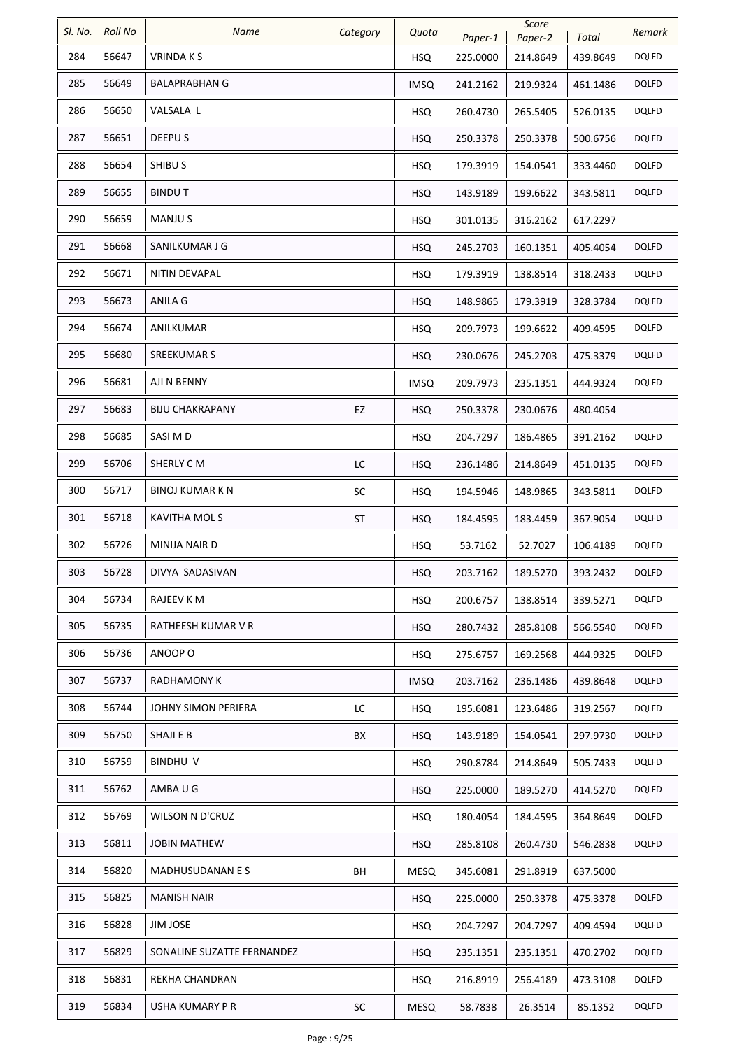| Sl. No. | Roll No | Name | Category | Quota | Score | | | Remark |
|---|---|---|---|---|---|---|---|---|
| | | | | | Paper-1 | Paper-2 | Total | |
| 284 | 56647 | VRINDA K S | | HSQ | 225.0000 | 214.8649 | 439.8649 | DQLFD |
| 285 | 56649 | BALAPRABHAN G | | IMSQ | 241.2162 | 219.9324 | 461.1486 | DQLFD |
| 286 | 56650 | VALSALA L | | HSQ | 260.4730 | 265.5405 | 526.0135 | DQLFD |
| 287 | 56651 | DEEPU S | | HSQ | 250.3378 | 250.3378 | 500.6756 | DQLFD |
| 288 | 56654 | SHIBU S | | HSQ | 179.3919 | 154.0541 | 333.4460 | DQLFD |
| 289 | 56655 | BINDU T | | HSQ | 143.9189 | 199.6622 | 343.5811 | DQLFD |
| 290 | 56659 | MANJU S | | HSQ | 301.0135 | 316.2162 | 617.2297 | |
| 291 | 56668 | SANILKUMAR J G | | HSQ | 245.2703 | 160.1351 | 405.4054 | DQLFD |
| 292 | 56671 | NITIN DEVAPAL | | HSQ | 179.3919 | 138.8514 | 318.2433 | DQLFD |
| 293 | 56673 | ANILA G | | HSQ | 148.9865 | 179.3919 | 328.3784 | DQLFD |
| 294 | 56674 | ANILKUMAR | | HSQ | 209.7973 | 199.6622 | 409.4595 | DQLFD |
| 295 | 56680 | SREEKUMAR S | | HSQ | 230.0676 | 245.2703 | 475.3379 | DQLFD |
| 296 | 56681 | AJI N BENNY | | IMSQ | 209.7973 | 235.1351 | 444.9324 | DQLFD |
| 297 | 56683 | BIJU CHAKRAPANY | EZ | HSQ | 250.3378 | 230.0676 | 480.4054 | |
| 298 | 56685 | SASI M D | | HSQ | 204.7297 | 186.4865 | 391.2162 | DQLFD |
| 299 | 56706 | SHERLY C M | LC | HSQ | 236.1486 | 214.8649 | 451.0135 | DQLFD |
| 300 | 56717 | BINOJ KUMAR K N | SC | HSQ | 194.5946 | 148.9865 | 343.5811 | DQLFD |
| 301 | 56718 | KAVITHA MOL S | ST | HSQ | 184.4595 | 183.4459 | 367.9054 | DQLFD |
| 302 | 56726 | MINIJA NAIR D | | HSQ | 53.7162 | 52.7027 | 106.4189 | DQLFD |
| 303 | 56728 | DIVYA SADASIVAN | | HSQ | 203.7162 | 189.5270 | 393.2432 | DQLFD |
| 304 | 56734 | RAJEEV K M | | HSQ | 200.6757 | 138.8514 | 339.5271 | DQLFD |
| 305 | 56735 | RATHEESH KUMAR V R | | HSQ | 280.7432 | 285.8108 | 566.5540 | DQLFD |
| 306 | 56736 | ANOOP O | | HSQ | 275.6757 | 169.2568 | 444.9325 | DQLFD |
| 307 | 56737 | RADHAMONY K | | IMSQ | 203.7162 | 236.1486 | 439.8648 | DQLFD |
| 308 | 56744 | JOHNY SIMON PERIERA | LC | HSQ | 195.6081 | 123.6486 | 319.2567 | DQLFD |
| 309 | 56750 | SHAJI E B | BX | HSQ | 143.9189 | 154.0541 | 297.9730 | DQLFD |
| 310 | 56759 | BINDHU V | | HSQ | 290.8784 | 214.8649 | 505.7433 | DQLFD |
| 311 | 56762 | AMBA U G | | HSQ | 225.0000 | 189.5270 | 414.5270 | DQLFD |
| 312 | 56769 | WILSON N D'CRUZ | | HSQ | 180.4054 | 184.4595 | 364.8649 | DQLFD |
| 313 | 56811 | JOBIN MATHEW | | HSQ | 285.8108 | 260.4730 | 546.2838 | DQLFD |
| 314 | 56820 | MADHUSUDANAN E S | BH | MESQ | 345.6081 | 291.8919 | 637.5000 | |
| 315 | 56825 | MANISH NAIR | | HSQ | 225.0000 | 250.3378 | 475.3378 | DQLFD |
| 316 | 56828 | JIM JOSE | | HSQ | 204.7297 | 204.7297 | 409.4594 | DQLFD |
| 317 | 56829 | SONALINE SUZATTE FERNANDEZ | | HSQ | 235.1351 | 235.1351 | 470.2702 | DQLFD |
| 318 | 56831 | REKHA CHANDRAN | | HSQ | 216.8919 | 256.4189 | 473.3108 | DQLFD |
| 319 | 56834 | USHA KUMARY P R | SC | MESQ | 58.7838 | 26.3514 | 85.1352 | DQLFD |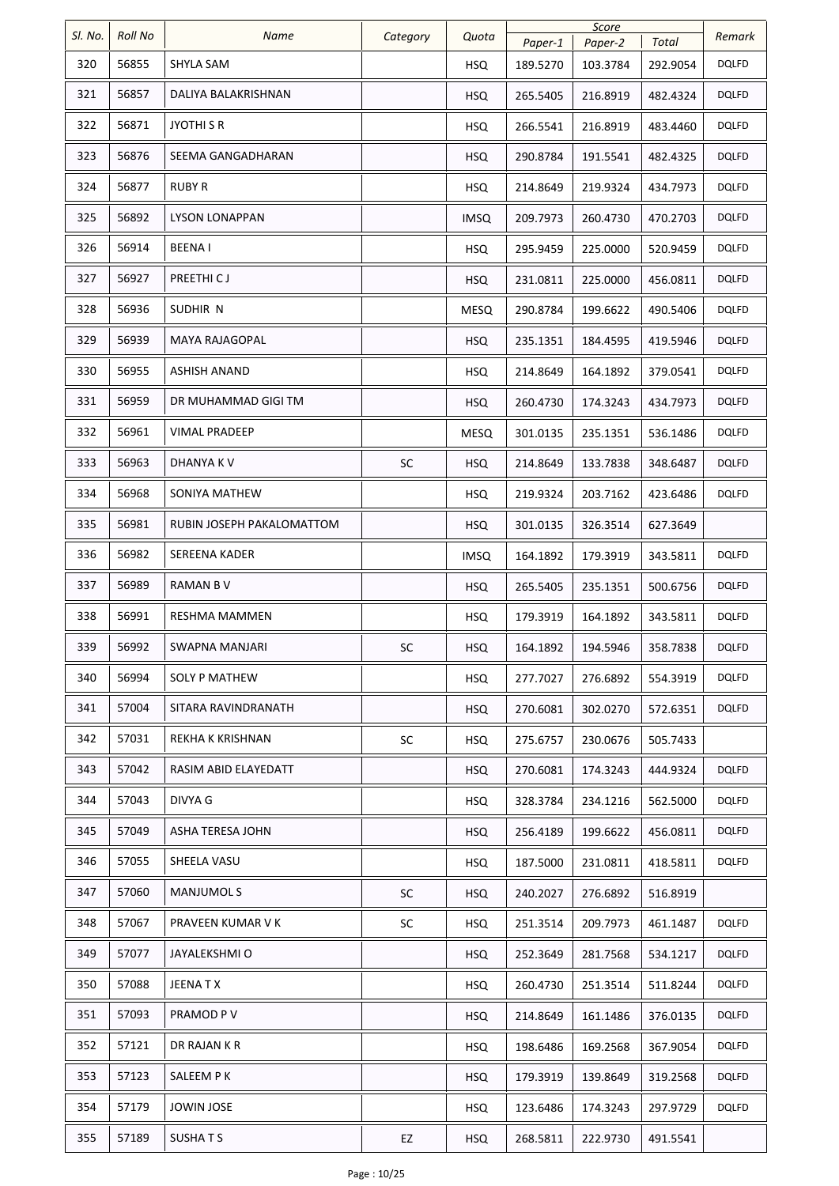| Sl. No. | Roll No | Name | Category | Quota | Score | | | Remark |
|---|---|---|---|---|---|---|---|---|
| | | | | | Paper-1 | Paper-2 | Total | |
| 320 | 56855 | SHYLA SAM | | HSQ | 189.5270 | 103.3784 | 292.9054 | DQLFD |
| 321 | 56857 | DALIYA BALAKRISHNAN | | HSQ | 265.5405 | 216.8919 | 482.4324 | DQLFD |
| 322 | 56871 | JYOTHI S R | | HSQ | 266.5541 | 216.8919 | 483.4460 | DQLFD |
| 323 | 56876 | SEEMA GANGADHARAN | | HSQ | 290.8784 | 191.5541 | 482.4325 | DQLFD |
| 324 | 56877 | RUBY R | | HSQ | 214.8649 | 219.9324 | 434.7973 | DQLFD |
| 325 | 56892 | LYSON LONAPPAN | | IMSQ | 209.7973 | 260.4730 | 470.2703 | DQLFD |
| 326 | 56914 | BEENA I | | HSQ | 295.9459 | 225.0000 | 520.9459 | DQLFD |
| 327 | 56927 | PREETHI C J | | HSQ | 231.0811 | 225.0000 | 456.0811 | DQLFD |
| 328 | 56936 | SUDHIR N | | MESQ | 290.8784 | 199.6622 | 490.5406 | DQLFD |
| 329 | 56939 | MAYA RAJAGOPAL | | HSQ | 235.1351 | 184.4595 | 419.5946 | DQLFD |
| 330 | 56955 | ASHISH ANAND | | HSQ | 214.8649 | 164.1892 | 379.0541 | DQLFD |
| 331 | 56959 | DR MUHAMMAD GIGI TM | | HSQ | 260.4730 | 174.3243 | 434.7973 | DQLFD |
| 332 | 56961 | VIMAL PRADEEP | | MESQ | 301.0135 | 235.1351 | 536.1486 | DQLFD |
| 333 | 56963 | DHANYA K V | SC | HSQ | 214.8649 | 133.7838 | 348.6487 | DQLFD |
| 334 | 56968 | SONIYA MATHEW | | HSQ | 219.9324 | 203.7162 | 423.6486 | DQLFD |
| 335 | 56981 | RUBIN JOSEPH PAKALOMATTOM | | HSQ | 301.0135 | 326.3514 | 627.3649 | |
| 336 | 56982 | SEREENA KADER | | IMSQ | 164.1892 | 179.3919 | 343.5811 | DQLFD |
| 337 | 56989 | RAMAN B V | | HSQ | 265.5405 | 235.1351 | 500.6756 | DQLFD |
| 338 | 56991 | RESHMA MAMMEN | | HSQ | 179.3919 | 164.1892 | 343.5811 | DQLFD |
| 339 | 56992 | SWAPNA MANJARI | SC | HSQ | 164.1892 | 194.5946 | 358.7838 | DQLFD |
| 340 | 56994 | SOLY P MATHEW | | HSQ | 277.7027 | 276.6892 | 554.3919 | DQLFD |
| 341 | 57004 | SITARA RAVINDRANATH | | HSQ | 270.6081 | 302.0270 | 572.6351 | DQLFD |
| 342 | 57031 | REKHA K KRISHNAN | SC | HSQ | 275.6757 | 230.0676 | 505.7433 | |
| 343 | 57042 | RASIM ABID ELAYEDATT | | HSQ | 270.6081 | 174.3243 | 444.9324 | DQLFD |
| 344 | 57043 | DIVYA G | | HSQ | 328.3784 | 234.1216 | 562.5000 | DQLFD |
| 345 | 57049 | ASHA TERESA JOHN | | HSQ | 256.4189 | 199.6622 | 456.0811 | DQLFD |
| 346 | 57055 | SHEELA VASU | | HSQ | 187.5000 | 231.0811 | 418.5811 | DQLFD |
| 347 | 57060 | MANJUMOL S | SC | HSQ | 240.2027 | 276.6892 | 516.8919 | |
| 348 | 57067 | PRAVEEN KUMAR V K | SC | HSQ | 251.3514 | 209.7973 | 461.1487 | DQLFD |
| 349 | 57077 | JAYALEKSHMI O | | HSQ | 252.3649 | 281.7568 | 534.1217 | DQLFD |
| 350 | 57088 | JEENA T X | | HSQ | 260.4730 | 251.3514 | 511.8244 | DQLFD |
| 351 | 57093 | PRAMOD P V | | HSQ | 214.8649 | 161.1486 | 376.0135 | DQLFD |
| 352 | 57121 | DR RAJAN K R | | HSQ | 198.6486 | 169.2568 | 367.9054 | DQLFD |
| 353 | 57123 | SALEEM P K | | HSQ | 179.3919 | 139.8649 | 319.2568 | DQLFD |
| 354 | 57179 | JOWIN JOSE | | HSQ | 123.6486 | 174.3243 | 297.9729 | DQLFD |
| 355 | 57189 | SUSHA T S | EZ | HSQ | 268.5811 | 222.9730 | 491.5541 | |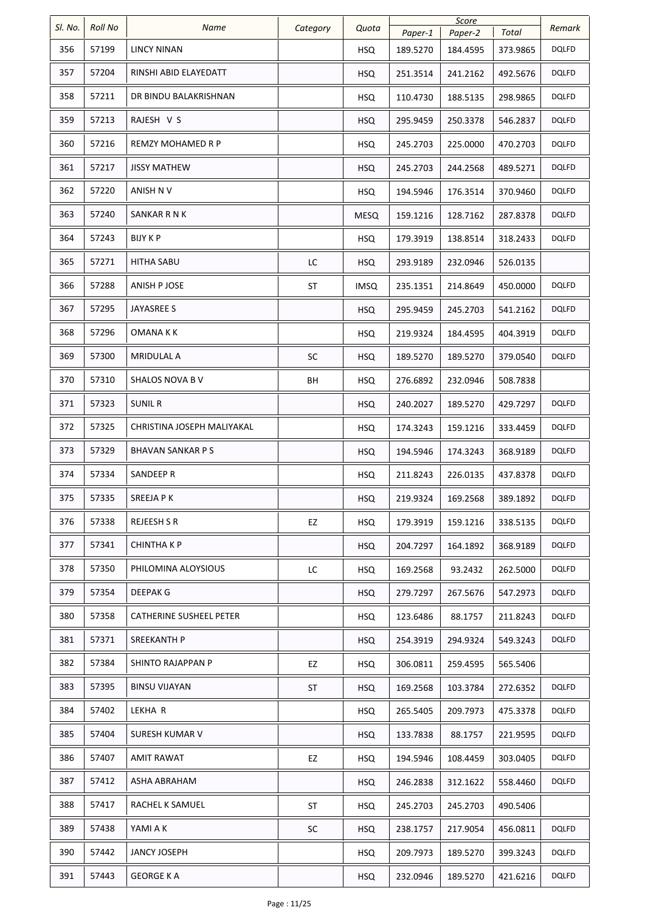| Sl. No. | Roll No | Name | Category | Quota | Score | | | Remark |
|---|---|---|---|---|---|---|---|---|
| | | | | | Paper-1 | Paper-2 | Total | |
| 356 | 57199 | LINCY NINAN | | HSQ | 189.5270 | 184.4595 | 373.9865 | DQLFD |
| 357 | 57204 | RINSHI ABID ELAYEDATT | | HSQ | 251.3514 | 241.2162 | 492.5676 | DQLFD |
| 358 | 57211 | DR BINDU BALAKRISHNAN | | HSQ | 110.4730 | 188.5135 | 298.9865 | DQLFD |
| 359 | 57213 | RAJESH V S | | HSQ | 295.9459 | 250.3378 | 546.2837 | DQLFD |
| 360 | 57216 | REMZY MOHAMED R P | | HSQ | 245.2703 | 225.0000 | 470.2703 | DQLFD |
| 361 | 57217 | JISSY MATHEW | | HSQ | 245.2703 | 244.2568 | 489.5271 | DQLFD |
| 362 | 57220 | ANISH N V | | HSQ | 194.5946 | 176.3514 | 370.9460 | DQLFD |
| 363 | 57240 | SANKAR R N K | | MESQ | 159.1216 | 128.7162 | 287.8378 | DQLFD |
| 364 | 57243 | BIJY K P | | HSQ | 179.3919 | 138.8514 | 318.2433 | DQLFD |
| 365 | 57271 | HITHA SABU | LC | HSQ | 293.9189 | 232.0946 | 526.0135 | |
| 366 | 57288 | ANISH P JOSE | ST | IMSQ | 235.1351 | 214.8649 | 450.0000 | DQLFD |
| 367 | 57295 | JAYASREE S | | HSQ | 295.9459 | 245.2703 | 541.2162 | DQLFD |
| 368 | 57296 | OMANA K K | | HSQ | 219.9324 | 184.4595 | 404.3919 | DQLFD |
| 369 | 57300 | MRIDULAL A | SC | HSQ | 189.5270 | 189.5270 | 379.0540 | DQLFD |
| 370 | 57310 | SHALOS NOVA B V | BH | HSQ | 276.6892 | 232.0946 | 508.7838 | |
| 371 | 57323 | SUNIL R | | HSQ | 240.2027 | 189.5270 | 429.7297 | DQLFD |
| 372 | 57325 | CHRISTINA JOSEPH MALIYAKAL | | HSQ | 174.3243 | 159.1216 | 333.4459 | DQLFD |
| 373 | 57329 | BHAVAN SANKAR P S | | HSQ | 194.5946 | 174.3243 | 368.9189 | DQLFD |
| 374 | 57334 | SANDEEP R | | HSQ | 211.8243 | 226.0135 | 437.8378 | DQLFD |
| 375 | 57335 | SREEJA P K | | HSQ | 219.9324 | 169.2568 | 389.1892 | DQLFD |
| 376 | 57338 | REJEESH S R | EZ | HSQ | 179.3919 | 159.1216 | 338.5135 | DQLFD |
| 377 | 57341 | CHINTHA K P | | HSQ | 204.7297 | 164.1892 | 368.9189 | DQLFD |
| 378 | 57350 | PHILOMINA ALOYSIOUS | LC | HSQ | 169.2568 | 93.2432 | 262.5000 | DQLFD |
| 379 | 57354 | DEEPAK G | | HSQ | 279.7297 | 267.5676 | 547.2973 | DQLFD |
| 380 | 57358 | CATHERINE SUSHEEL PETER | | HSQ | 123.6486 | 88.1757 | 211.8243 | DQLFD |
| 381 | 57371 | SREEKANTH P | | HSQ | 254.3919 | 294.9324 | 549.3243 | DQLFD |
| 382 | 57384 | SHINTO RAJAPPAN P | EZ | HSQ | 306.0811 | 259.4595 | 565.5406 | |
| 383 | 57395 | BINSU VIJAYAN | ST | HSQ | 169.2568 | 103.3784 | 272.6352 | DQLFD |
| 384 | 57402 | LEKHA R | | HSQ | 265.5405 | 209.7973 | 475.3378 | DQLFD |
| 385 | 57404 | SURESH KUMAR V | | HSQ | 133.7838 | 88.1757 | 221.9595 | DQLFD |
| 386 | 57407 | AMIT RAWAT | EZ | HSQ | 194.5946 | 108.4459 | 303.0405 | DQLFD |
| 387 | 57412 | ASHA ABRAHAM | | HSQ | 246.2838 | 312.1622 | 558.4460 | DQLFD |
| 388 | 57417 | RACHEL K SAMUEL | ST | HSQ | 245.2703 | 245.2703 | 490.5406 | |
| 389 | 57438 | YAMI A K | SC | HSQ | 238.1757 | 217.9054 | 456.0811 | DQLFD |
| 390 | 57442 | JANCY JOSEPH | | HSQ | 209.7973 | 189.5270 | 399.3243 | DQLFD |
| 391 | 57443 | GEORGE K A | | HSQ | 232.0946 | 189.5270 | 421.6216 | DQLFD |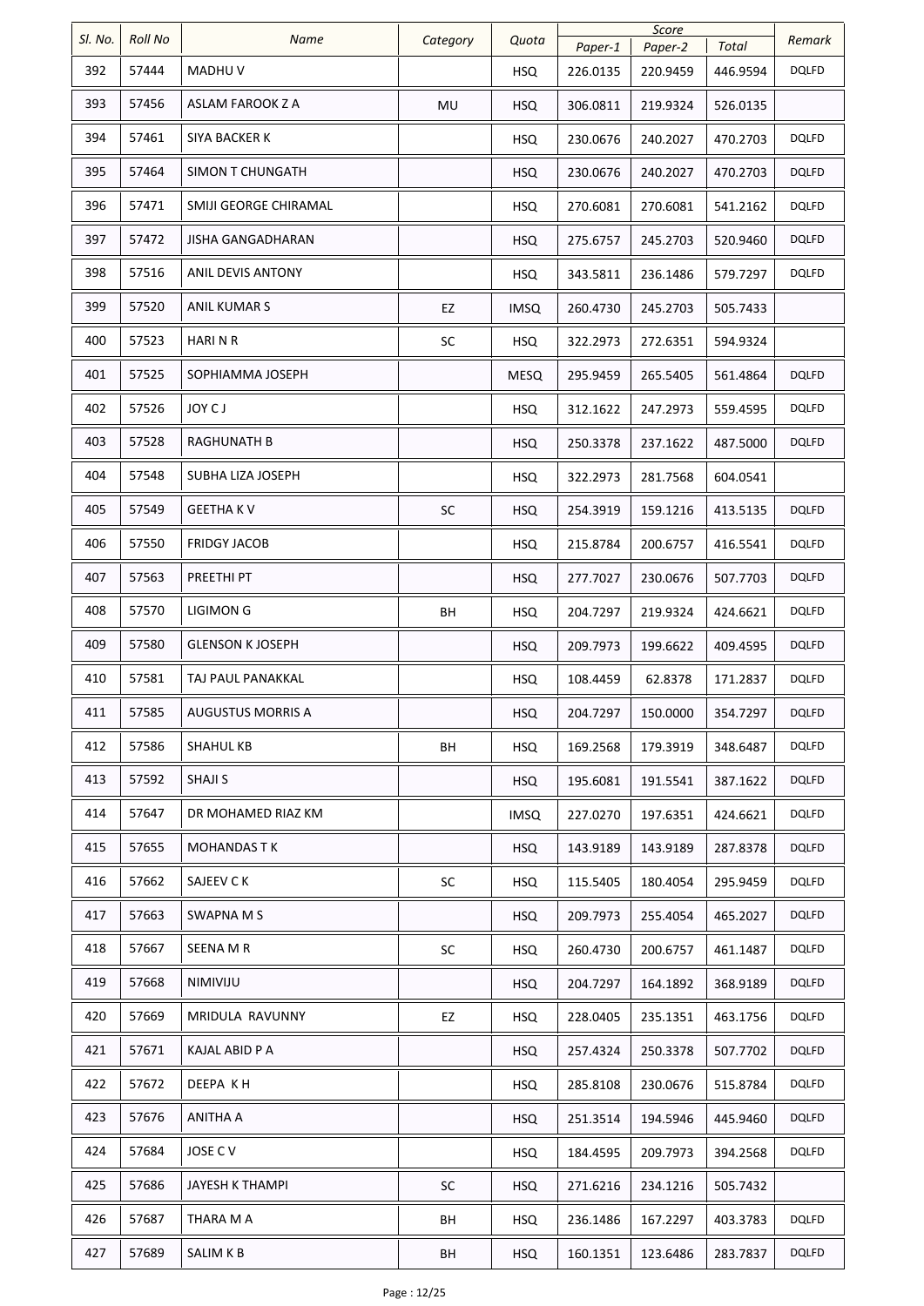| Sl. No. | Roll No | Name | Category | Quota | Score | | | Remark |
|---|---|---|---|---|---|---|---|---|
| | | | | | Paper-1 | Paper-2 | Total | |
| 392 | 57444 | MADHU V | | HSQ | 226.0135 | 220.9459 | 446.9594 | DQLFD |
| 393 | 57456 | ASLAM FAROOK Z A | MU | HSQ | 306.0811 | 219.9324 | 526.0135 | |
| 394 | 57461 | SIYA BACKER K | | HSQ | 230.0676 | 240.2027 | 470.2703 | DQLFD |
| 395 | 57464 | SIMON T CHUNGATH | | HSQ | 230.0676 | 240.2027 | 470.2703 | DQLFD |
| 396 | 57471 | SMIJI GEORGE CHIRAMAL | | HSQ | 270.6081 | 270.6081 | 541.2162 | DQLFD |
| 397 | 57472 | JISHA GANGADHARAN | | HSQ | 275.6757 | 245.2703 | 520.9460 | DQLFD |
| 398 | 57516 | ANIL DEVIS ANTONY | | HSQ | 343.5811 | 236.1486 | 579.7297 | DQLFD |
| 399 | 57520 | ANIL KUMAR S | EZ | IMSQ | 260.4730 | 245.2703 | 505.7433 | |
| 400 | 57523 | HARI N R | SC | HSQ | 322.2973 | 272.6351 | 594.9324 | |
| 401 | 57525 | SOPHIAMMA JOSEPH | | MESQ | 295.9459 | 265.5405 | 561.4864 | DQLFD |
| 402 | 57526 | JOY C J | | HSQ | 312.1622 | 247.2973 | 559.4595 | DQLFD |
| 403 | 57528 | RAGHUNATH B | | HSQ | 250.3378 | 237.1622 | 487.5000 | DQLFD |
| 404 | 57548 | SUBHA LIZA JOSEPH | | HSQ | 322.2973 | 281.7568 | 604.0541 | |
| 405 | 57549 | GEETHA K V | SC | HSQ | 254.3919 | 159.1216 | 413.5135 | DQLFD |
| 406 | 57550 | FRIDGY JACOB | | HSQ | 215.8784 | 200.6757 | 416.5541 | DQLFD |
| 407 | 57563 | PREETHI PT | | HSQ | 277.7027 | 230.0676 | 507.7703 | DQLFD |
| 408 | 57570 | LIGIMON G | BH | HSQ | 204.7297 | 219.9324 | 424.6621 | DQLFD |
| 409 | 57580 | GLENSON K JOSEPH | | HSQ | 209.7973 | 199.6622 | 409.4595 | DQLFD |
| 410 | 57581 | TAJ PAUL PANAKKAL | | HSQ | 108.4459 | 62.8378 | 171.2837 | DQLFD |
| 411 | 57585 | AUGUSTUS MORRIS A | | HSQ | 204.7297 | 150.0000 | 354.7297 | DQLFD |
| 412 | 57586 | SHAHUL KB | BH | HSQ | 169.2568 | 179.3919 | 348.6487 | DQLFD |
| 413 | 57592 | SHAJI S | | HSQ | 195.6081 | 191.5541 | 387.1622 | DQLFD |
| 414 | 57647 | DR MOHAMED RIAZ KM | | IMSQ | 227.0270 | 197.6351 | 424.6621 | DQLFD |
| 415 | 57655 | MOHANDAS T K | | HSQ | 143.9189 | 143.9189 | 287.8378 | DQLFD |
| 416 | 57662 | SAJEEV C K | SC | HSQ | 115.5405 | 180.4054 | 295.9459 | DQLFD |
| 417 | 57663 | SWAPNA M S | | HSQ | 209.7973 | 255.4054 | 465.2027 | DQLFD |
| 418 | 57667 | SEENA M R | SC | HSQ | 260.4730 | 200.6757 | 461.1487 | DQLFD |
| 419 | 57668 | NIMIVIJU | | HSQ | 204.7297 | 164.1892 | 368.9189 | DQLFD |
| 420 | 57669 | MRIDULA RAVUNNY | EZ | HSQ | 228.0405 | 235.1351 | 463.1756 | DQLFD |
| 421 | 57671 | KAJAL ABID P A | | HSQ | 257.4324 | 250.3378 | 507.7702 | DQLFD |
| 422 | 57672 | DEEPA K H | | HSQ | 285.8108 | 230.0676 | 515.8784 | DQLFD |
| 423 | 57676 | ANITHA A | | HSQ | 251.3514 | 194.5946 | 445.9460 | DQLFD |
| 424 | 57684 | JOSE C V | | HSQ | 184.4595 | 209.7973 | 394.2568 | DQLFD |
| 425 | 57686 | JAYESH K THAMPI | SC | HSQ | 271.6216 | 234.1216 | 505.7432 | |
| 426 | 57687 | THARA M A | BH | HSQ | 236.1486 | 167.2297 | 403.3783 | DQLFD |
| 427 | 57689 | SALIM K B | BH | HSQ | 160.1351 | 123.6486 | 283.7837 | DQLFD |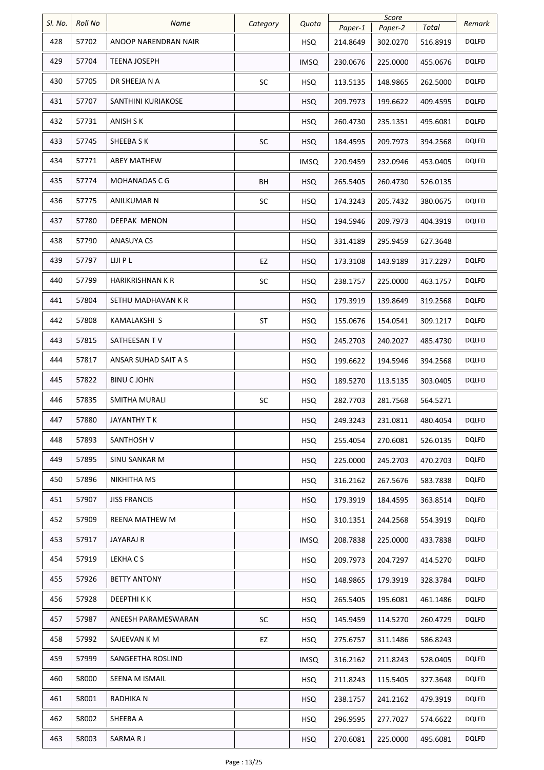| Sl. No. | Roll No | Name | Category | Quota | Score | | | Remark |
|---|---|---|---|---|---|---|---|---|
| | | | | | Paper-1 | Paper-2 | Total | |
| 428 | 57702 | ANOOP NARENDRAN NAIR | | HSQ | 214.8649 | 302.0270 | 516.8919 | DQLFD |
| 429 | 57704 | TEENA JOSEPH | | IMSQ | 230.0676 | 225.0000 | 455.0676 | DQLFD |
| 430 | 57705 | DR SHEEJA N A | SC | HSQ | 113.5135 | 148.9865 | 262.5000 | DQLFD |
| 431 | 57707 | SANTHINI KURIAKOSE | | HSQ | 209.7973 | 199.6622 | 409.4595 | DQLFD |
| 432 | 57731 | ANISH S K | | HSQ | 260.4730 | 235.1351 | 495.6081 | DQLFD |
| 433 | 57745 | SHEEBA S K | SC | HSQ | 184.4595 | 209.7973 | 394.2568 | DQLFD |
| 434 | 57771 | ABEY MATHEW | | IMSQ | 220.9459 | 232.0946 | 453.0405 | DQLFD |
| 435 | 57774 | MOHANADAS C G | BH | HSQ | 265.5405 | 260.4730 | 526.0135 | |
| 436 | 57775 | ANILKUMAR N | SC | HSQ | 174.3243 | 205.7432 | 380.0675 | DQLFD |
| 437 | 57780 | DEEPAK MENON | | HSQ | 194.5946 | 209.7973 | 404.3919 | DQLFD |
| 438 | 57790 | ANASUYA CS | | HSQ | 331.4189 | 295.9459 | 627.3648 | |
| 439 | 57797 | LIJI P L | EZ | HSQ | 173.3108 | 143.9189 | 317.2297 | DQLFD |
| 440 | 57799 | HARIKRISHNAN K R | SC | HSQ | 238.1757 | 225.0000 | 463.1757 | DQLFD |
| 441 | 57804 | SETHU MADHAVAN K R | | HSQ | 179.3919 | 139.8649 | 319.2568 | DQLFD |
| 442 | 57808 | KAMALAKSHI S | ST | HSQ | 155.0676 | 154.0541 | 309.1217 | DQLFD |
| 443 | 57815 | SATHEESAN T V | | HSQ | 245.2703 | 240.2027 | 485.4730 | DQLFD |
| 444 | 57817 | ANSAR SUHAD SAIT A S | | HSQ | 199.6622 | 194.5946 | 394.2568 | DQLFD |
| 445 | 57822 | BINU C JOHN | | HSQ | 189.5270 | 113.5135 | 303.0405 | DQLFD |
| 446 | 57835 | SMITHA MURALI | SC | HSQ | 282.7703 | 281.7568 | 564.5271 | |
| 447 | 57880 | JAYANTHY T K | | HSQ | 249.3243 | 231.0811 | 480.4054 | DQLFD |
| 448 | 57893 | SANTHOSH V | | HSQ | 255.4054 | 270.6081 | 526.0135 | DQLFD |
| 449 | 57895 | SINU SANKAR M | | HSQ | 225.0000 | 245.2703 | 470.2703 | DQLFD |
| 450 | 57896 | NIKHITHA MS | | HSQ | 316.2162 | 267.5676 | 583.7838 | DQLFD |
| 451 | 57907 | JISS FRANCIS | | HSQ | 179.3919 | 184.4595 | 363.8514 | DQLFD |
| 452 | 57909 | REENA MATHEW M | | HSQ | 310.1351 | 244.2568 | 554.3919 | DQLFD |
| 453 | 57917 | JAYARAJ R | | IMSQ | 208.7838 | 225.0000 | 433.7838 | DQLFD |
| 454 | 57919 | LEKHA C S | | HSQ | 209.7973 | 204.7297 | 414.5270 | DQLFD |
| 455 | 57926 | BETTY ANTONY | | HSQ | 148.9865 | 179.3919 | 328.3784 | DQLFD |
| 456 | 57928 | DEEPTHI K K | | HSQ | 265.5405 | 195.6081 | 461.1486 | DQLFD |
| 457 | 57987 | ANEESH PARAMESWARAN | SC | HSQ | 145.9459 | 114.5270 | 260.4729 | DQLFD |
| 458 | 57992 | SAJEEVAN K M | EZ | HSQ | 275.6757 | 311.1486 | 586.8243 | |
| 459 | 57999 | SANGEETHA ROSLIND | | IMSQ | 316.2162 | 211.8243 | 528.0405 | DQLFD |
| 460 | 58000 | SEENA M ISMAIL | | HSQ | 211.8243 | 115.5405 | 327.3648 | DQLFD |
| 461 | 58001 | RADHIKA N | | HSQ | 238.1757 | 241.2162 | 479.3919 | DQLFD |
| 462 | 58002 | SHEEBA A | | HSQ | 296.9595 | 277.7027 | 574.6622 | DQLFD |
| 463 | 58003 | SARMA R J | | HSQ | 270.6081 | 225.0000 | 495.6081 | DQLFD |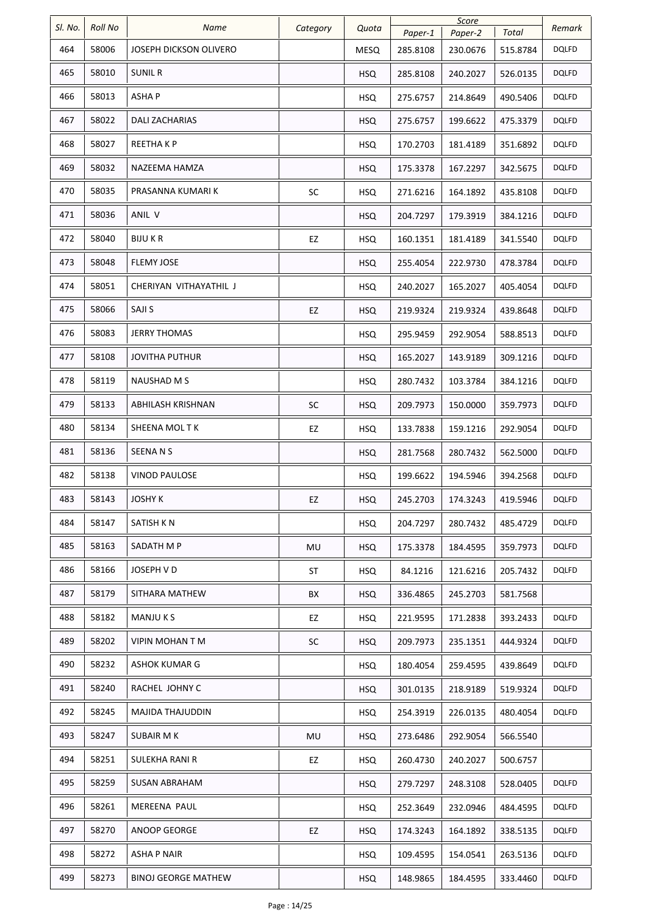| Sl. No. | Roll No | Name | Category | Quota | Score | | | Remark |
|---|---|---|---|---|---|---|---|---|
| | | | | | Paper-1 | Paper-2 | Total | |
| 464 | 58006 | JOSEPH DICKSON OLIVERO | | MESQ | 285.8108 | 230.0676 | 515.8784 | DQLFD |
| 465 | 58010 | SUNIL R | | HSQ | 285.8108 | 240.2027 | 526.0135 | DQLFD |
| 466 | 58013 | ASHA P | | HSQ | 275.6757 | 214.8649 | 490.5406 | DQLFD |
| 467 | 58022 | DALI ZACHARIAS | | HSQ | 275.6757 | 199.6622 | 475.3379 | DQLFD |
| 468 | 58027 | REETHA K P | | HSQ | 170.2703 | 181.4189 | 351.6892 | DQLFD |
| 469 | 58032 | NAZEEMA HAMZA | | HSQ | 175.3378 | 167.2297 | 342.5675 | DQLFD |
| 470 | 58035 | PRASANNA KUMARI K | SC | HSQ | 271.6216 | 164.1892 | 435.8108 | DQLFD |
| 471 | 58036 | ANIL V | | HSQ | 204.7297 | 179.3919 | 384.1216 | DQLFD |
| 472 | 58040 | BIJU K R | EZ | HSQ | 160.1351 | 181.4189 | 341.5540 | DQLFD |
| 473 | 58048 | FLEMY JOSE | | HSQ | 255.4054 | 222.9730 | 478.3784 | DQLFD |
| 474 | 58051 | CHERIYAN VITHAYATHIL J | | HSQ | 240.2027 | 165.2027 | 405.4054 | DQLFD |
| 475 | 58066 | SAJI S | EZ | HSQ | 219.9324 | 219.9324 | 439.8648 | DQLFD |
| 476 | 58083 | JERRY THOMAS | | HSQ | 295.9459 | 292.9054 | 588.8513 | DQLFD |
| 477 | 58108 | JOVITHA PUTHUR | | HSQ | 165.2027 | 143.9189 | 309.1216 | DQLFD |
| 478 | 58119 | NAUSHAD M S | | HSQ | 280.7432 | 103.3784 | 384.1216 | DQLFD |
| 479 | 58133 | ABHILASH KRISHNAN | SC | HSQ | 209.7973 | 150.0000 | 359.7973 | DQLFD |
| 480 | 58134 | SHEENA MOL T K | EZ | HSQ | 133.7838 | 159.1216 | 292.9054 | DQLFD |
| 481 | 58136 | SEENA N S | | HSQ | 281.7568 | 280.7432 | 562.5000 | DQLFD |
| 482 | 58138 | VINOD PAULOSE | | HSQ | 199.6622 | 194.5946 | 394.2568 | DQLFD |
| 483 | 58143 | JOSHY K | EZ | HSQ | 245.2703 | 174.3243 | 419.5946 | DQLFD |
| 484 | 58147 | SATISH K N | | HSQ | 204.7297 | 280.7432 | 485.4729 | DQLFD |
| 485 | 58163 | SADATH M P | MU | HSQ | 175.3378 | 184.4595 | 359.7973 | DQLFD |
| 486 | 58166 | JOSEPH V D | ST | HSQ | 84.1216 | 121.6216 | 205.7432 | DQLFD |
| 487 | 58179 | SITHARA MATHEW | BX | HSQ | 336.4865 | 245.2703 | 581.7568 | |
| 488 | 58182 | MANJU K S | EZ | HSQ | 221.9595 | 171.2838 | 393.2433 | DQLFD |
| 489 | 58202 | VIPIN MOHAN T M | SC | HSQ | 209.7973 | 235.1351 | 444.9324 | DQLFD |
| 490 | 58232 | ASHOK KUMAR G | | HSQ | 180.4054 | 259.4595 | 439.8649 | DQLFD |
| 491 | 58240 | RACHEL JOHNY C | | HSQ | 301.0135 | 218.9189 | 519.9324 | DQLFD |
| 492 | 58245 | MAJIDA THAJUDDIN | | HSQ | 254.3919 | 226.0135 | 480.4054 | DQLFD |
| 493 | 58247 | SUBAIR M K | MU | HSQ | 273.6486 | 292.9054 | 566.5540 | |
| 494 | 58251 | SULEKHA RANI R | EZ | HSQ | 260.4730 | 240.2027 | 500.6757 | |
| 495 | 58259 | SUSAN ABRAHAM | | HSQ | 279.7297 | 248.3108 | 528.0405 | DQLFD |
| 496 | 58261 | MEREENA PAUL | | HSQ | 252.3649 | 232.0946 | 484.4595 | DQLFD |
| 497 | 58270 | ANOOP GEORGE | EZ | HSQ | 174.3243 | 164.1892 | 338.5135 | DQLFD |
| 498 | 58272 | ASHA P NAIR | | HSQ | 109.4595 | 154.0541 | 263.5136 | DQLFD |
| 499 | 58273 | BINOJ GEORGE MATHEW | | HSQ | 148.9865 | 184.4595 | 333.4460 | DQLFD |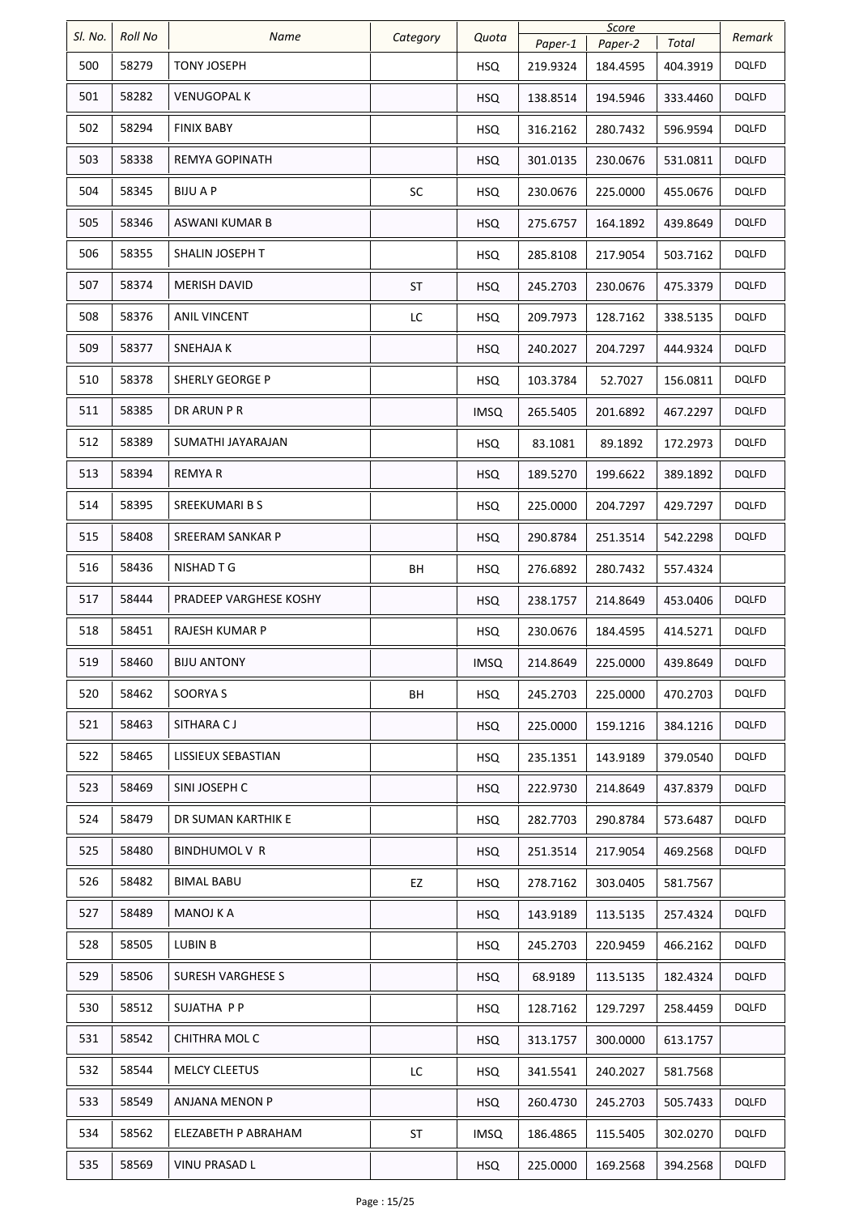| Sl. No. | Roll No | Name | Category | Quota | Score | | | Remark |
|---|---|---|---|---|---|---|---|---|
| | | | | | Paper-1 | Paper-2 | Total | |
| 500 | 58279 | TONY JOSEPH | | HSQ | 219.9324 | 184.4595 | 404.3919 | DQLFD |
| 501 | 58282 | VENUGOPAL K | | HSQ | 138.8514 | 194.5946 | 333.4460 | DQLFD |
| 502 | 58294 | FINIX BABY | | HSQ | 316.2162 | 280.7432 | 596.9594 | DQLFD |
| 503 | 58338 | REMYA GOPINATH | | HSQ | 301.0135 | 230.0676 | 531.0811 | DQLFD |
| 504 | 58345 | BIJU A P | SC | HSQ | 230.0676 | 225.0000 | 455.0676 | DQLFD |
| 505 | 58346 | ASWANI KUMAR B | | HSQ | 275.6757 | 164.1892 | 439.8649 | DQLFD |
| 506 | 58355 | SHALIN JOSEPH T | | HSQ | 285.8108 | 217.9054 | 503.7162 | DQLFD |
| 507 | 58374 | MERISH DAVID | ST | HSQ | 245.2703 | 230.0676 | 475.3379 | DQLFD |
| 508 | 58376 | ANIL VINCENT | LC | HSQ | 209.7973 | 128.7162 | 338.5135 | DQLFD |
| 509 | 58377 | SNEHAJA K | | HSQ | 240.2027 | 204.7297 | 444.9324 | DQLFD |
| 510 | 58378 | SHERLY GEORGE P | | HSQ | 103.3784 | 52.7027 | 156.0811 | DQLFD |
| 511 | 58385 | DR ARUN P R | | IMSQ | 265.5405 | 201.6892 | 467.2297 | DQLFD |
| 512 | 58389 | SUMATHI JAYARAJAN | | HSQ | 83.1081 | 89.1892 | 172.2973 | DQLFD |
| 513 | 58394 | REMYA R | | HSQ | 189.5270 | 199.6622 | 389.1892 | DQLFD |
| 514 | 58395 | SREEKUMARI B S | | HSQ | 225.0000 | 204.7297 | 429.7297 | DQLFD |
| 515 | 58408 | SREERAM SANKAR P | | HSQ | 290.8784 | 251.3514 | 542.2298 | DQLFD |
| 516 | 58436 | NISHAD T G | BH | HSQ | 276.6892 | 280.7432 | 557.4324 | |
| 517 | 58444 | PRADEEP VARGHESE KOSHY | | HSQ | 238.1757 | 214.8649 | 453.0406 | DQLFD |
| 518 | 58451 | RAJESH KUMAR P | | HSQ | 230.0676 | 184.4595 | 414.5271 | DQLFD |
| 519 | 58460 | BIJU ANTONY | | IMSQ | 214.8649 | 225.0000 | 439.8649 | DQLFD |
| 520 | 58462 | SOORYA S | BH | HSQ | 245.2703 | 225.0000 | 470.2703 | DQLFD |
| 521 | 58463 | SITHARA C J | | HSQ | 225.0000 | 159.1216 | 384.1216 | DQLFD |
| 522 | 58465 | LISSIEUX SEBASTIAN | | HSQ | 235.1351 | 143.9189 | 379.0540 | DQLFD |
| 523 | 58469 | SINI JOSEPH C | | HSQ | 222.9730 | 214.8649 | 437.8379 | DQLFD |
| 524 | 58479 | DR SUMAN KARTHIK E | | HSQ | 282.7703 | 290.8784 | 573.6487 | DQLFD |
| 525 | 58480 | BINDHUMOL V R | | HSQ | 251.3514 | 217.9054 | 469.2568 | DQLFD |
| 526 | 58482 | BIMAL BABU | EZ | HSQ | 278.7162 | 303.0405 | 581.7567 | |
| 527 | 58489 | MANOJ K A | | HSQ | 143.9189 | 113.5135 | 257.4324 | DQLFD |
| 528 | 58505 | LUBIN B | | HSQ | 245.2703 | 220.9459 | 466.2162 | DQLFD |
| 529 | 58506 | SURESH VARGHESE S | | HSQ | 68.9189 | 113.5135 | 182.4324 | DQLFD |
| 530 | 58512 | SUJATHA P P | | HSQ | 128.7162 | 129.7297 | 258.4459 | DQLFD |
| 531 | 58542 | CHITHRA MOL C | | HSQ | 313.1757 | 300.0000 | 613.1757 | |
| 532 | 58544 | MELCY CLEETUS | LC | HSQ | 341.5541 | 240.2027 | 581.7568 | |
| 533 | 58549 | ANJANA MENON P | | HSQ | 260.4730 | 245.2703 | 505.7433 | DQLFD |
| 534 | 58562 | ELEZABETH P ABRAHAM | ST | IMSQ | 186.4865 | 115.5405 | 302.0270 | DQLFD |
| 535 | 58569 | VINU PRASAD L | | HSQ | 225.0000 | 169.2568 | 394.2568 | DQLFD |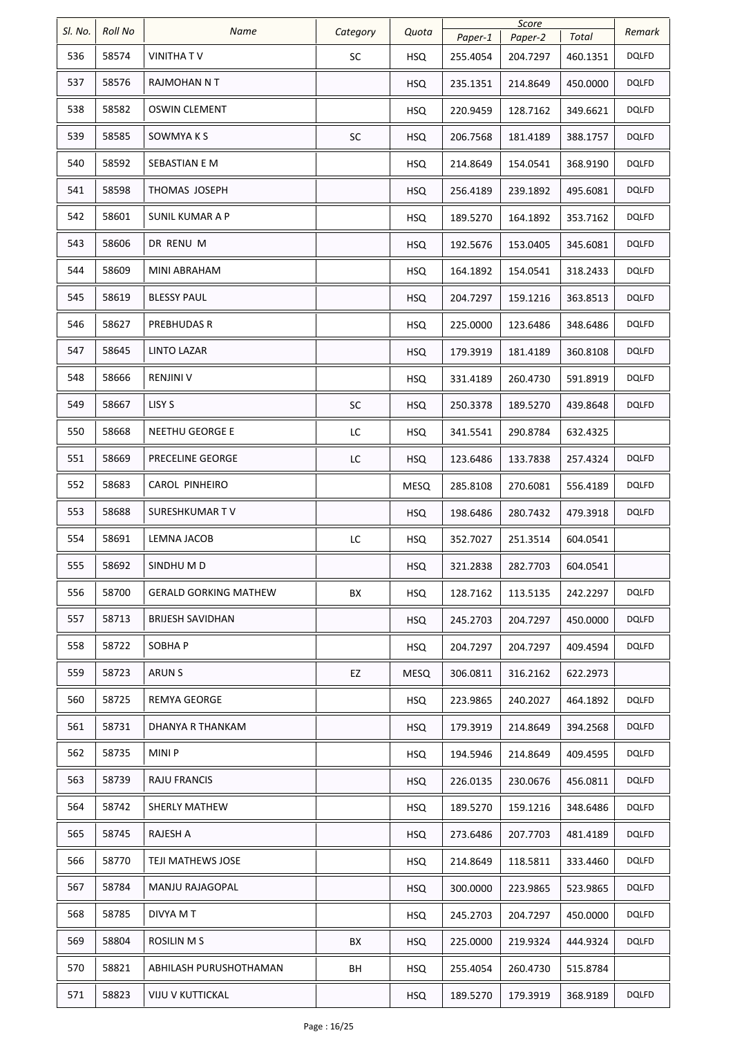| Sl. No. | Roll No | Name | Category | Quota | Score | | | Remark |
|---|---|---|---|---|---|---|---|---|
| | | | | | Paper-1 | Paper-2 | Total | |
| 536 | 58574 | VINITHA T V | SC | HSQ | 255.4054 | 204.7297 | 460.1351 | DQLFD |
| 537 | 58576 | RAJMOHAN N T | | HSQ | 235.1351 | 214.8649 | 450.0000 | DQLFD |
| 538 | 58582 | OSWIN CLEMENT | | HSQ | 220.9459 | 128.7162 | 349.6621 | DQLFD |
| 539 | 58585 | SOWMYA K S | SC | HSQ | 206.7568 | 181.4189 | 388.1757 | DQLFD |
| 540 | 58592 | SEBASTIAN E M | | HSQ | 214.8649 | 154.0541 | 368.9190 | DQLFD |
| 541 | 58598 | THOMAS JOSEPH | | HSQ | 256.4189 | 239.1892 | 495.6081 | DQLFD |
| 542 | 58601 | SUNIL KUMAR A P | | HSQ | 189.5270 | 164.1892 | 353.7162 | DQLFD |
| 543 | 58606 | DR RENU M | | HSQ | 192.5676 | 153.0405 | 345.6081 | DQLFD |
| 544 | 58609 | MINI ABRAHAM | | HSQ | 164.1892 | 154.0541 | 318.2433 | DQLFD |
| 545 | 58619 | BLESSY PAUL | | HSQ | 204.7297 | 159.1216 | 363.8513 | DQLFD |
| 546 | 58627 | PREBHUDAS R | | HSQ | 225.0000 | 123.6486 | 348.6486 | DQLFD |
| 547 | 58645 | LINTO LAZAR | | HSQ | 179.3919 | 181.4189 | 360.8108 | DQLFD |
| 548 | 58666 | RENJINI V | | HSQ | 331.4189 | 260.4730 | 591.8919 | DQLFD |
| 549 | 58667 | LISY S | SC | HSQ | 250.3378 | 189.5270 | 439.8648 | DQLFD |
| 550 | 58668 | NEETHU GEORGE E | LC | HSQ | 341.5541 | 290.8784 | 632.4325 | |
| 551 | 58669 | PRECELINE GEORGE | LC | HSQ | 123.6486 | 133.7838 | 257.4324 | DQLFD |
| 552 | 58683 | CAROL PINHEIRO | | MESQ | 285.8108 | 270.6081 | 556.4189 | DQLFD |
| 553 | 58688 | SURESHKUMAR T V | | HSQ | 198.6486 | 280.7432 | 479.3918 | DQLFD |
| 554 | 58691 | LEMNA JACOB | LC | HSQ | 352.7027 | 251.3514 | 604.0541 | |
| 555 | 58692 | SINDHU M D | | HSQ | 321.2838 | 282.7703 | 604.0541 | |
| 556 | 58700 | GERALD GORKING MATHEW | BX | HSQ | 128.7162 | 113.5135 | 242.2297 | DQLFD |
| 557 | 58713 | BRIJESH SAVIDHAN | | HSQ | 245.2703 | 204.7297 | 450.0000 | DQLFD |
| 558 | 58722 | SOBHA P | | HSQ | 204.7297 | 204.7297 | 409.4594 | DQLFD |
| 559 | 58723 | ARUN S | EZ | MESQ | 306.0811 | 316.2162 | 622.2973 | |
| 560 | 58725 | REMYA GEORGE | | HSQ | 223.9865 | 240.2027 | 464.1892 | DQLFD |
| 561 | 58731 | DHANYA R THANKAM | | HSQ | 179.3919 | 214.8649 | 394.2568 | DQLFD |
| 562 | 58735 | MINI P | | HSQ | 194.5946 | 214.8649 | 409.4595 | DQLFD |
| 563 | 58739 | RAJU FRANCIS | | HSQ | 226.0135 | 230.0676 | 456.0811 | DQLFD |
| 564 | 58742 | SHERLY MATHEW | | HSQ | 189.5270 | 159.1216 | 348.6486 | DQLFD |
| 565 | 58745 | RAJESH A | | HSQ | 273.6486 | 207.7703 | 481.4189 | DQLFD |
| 566 | 58770 | TEJI MATHEWS JOSE | | HSQ | 214.8649 | 118.5811 | 333.4460 | DQLFD |
| 567 | 58784 | MANJU RAJAGOPAL | | HSQ | 300.0000 | 223.9865 | 523.9865 | DQLFD |
| 568 | 58785 | DIVYA M T | | HSQ | 245.2703 | 204.7297 | 450.0000 | DQLFD |
| 569 | 58804 | ROSILIN M S | BX | HSQ | 225.0000 | 219.9324 | 444.9324 | DQLFD |
| 570 | 58821 | ABHILASH PURUSHOTHAMAN | BH | HSQ | 255.4054 | 260.4730 | 515.8784 | |
| 571 | 58823 | VIJU V KUTTICKAL | | HSQ | 189.5270 | 179.3919 | 368.9189 | DQLFD |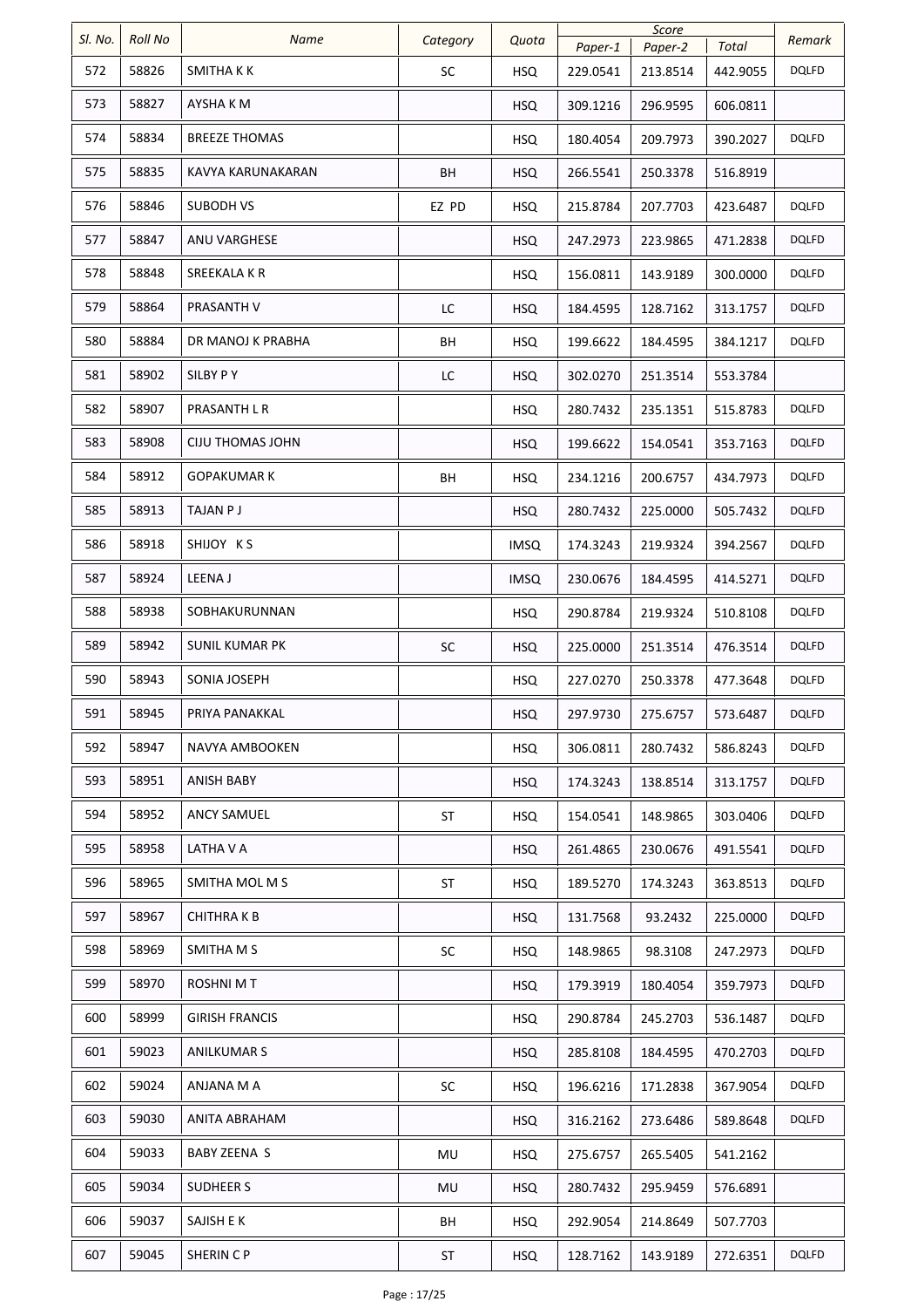| Sl. No. | Roll No | Name | Category | Quota | Score | | | Remark |
|---|---|---|---|---|---|---|---|---|
| | | | | | Paper-1 | Paper-2 | Total | |
| 572 | 58826 | SMITHA K K | SC | HSQ | 229.0541 | 213.8514 | 442.9055 | DQLFD |
| 573 | 58827 | AYSHA K M | | HSQ | 309.1216 | 296.9595 | 606.0811 | |
| 574 | 58834 | BREEZE THOMAS | | HSQ | 180.4054 | 209.7973 | 390.2027 | DQLFD |
| 575 | 58835 | KAVYA KARUNAKARAN | BH | HSQ | 266.5541 | 250.3378 | 516.8919 | |
| 576 | 58846 | SUBODH VS | EZ PD | HSQ | 215.8784 | 207.7703 | 423.6487 | DQLFD |
| 577 | 58847 | ANU VARGHESE | | HSQ | 247.2973 | 223.9865 | 471.2838 | DQLFD |
| 578 | 58848 | SREEKALA K R | | HSQ | 156.0811 | 143.9189 | 300.0000 | DQLFD |
| 579 | 58864 | PRASANTH V | LC | HSQ | 184.4595 | 128.7162 | 313.1757 | DQLFD |
| 580 | 58884 | DR MANOJ K PRABHA | BH | HSQ | 199.6622 | 184.4595 | 384.1217 | DQLFD |
| 581 | 58902 | SILBY P Y | LC | HSQ | 302.0270 | 251.3514 | 553.3784 | |
| 582 | 58907 | PRASANTH L R | | HSQ | 280.7432 | 235.1351 | 515.8783 | DQLFD |
| 583 | 58908 | CIJU THOMAS JOHN | | HSQ | 199.6622 | 154.0541 | 353.7163 | DQLFD |
| 584 | 58912 | GOPAKUMAR K | BH | HSQ | 234.1216 | 200.6757 | 434.7973 | DQLFD |
| 585 | 58913 | TAJAN P J | | HSQ | 280.7432 | 225.0000 | 505.7432 | DQLFD |
| 586 | 58918 | SHIJOY K S | | IMSQ | 174.3243 | 219.9324 | 394.2567 | DQLFD |
| 587 | 58924 | LEENA J | | IMSQ | 230.0676 | 184.4595 | 414.5271 | DQLFD |
| 588 | 58938 | SOBHAKURUNNAN | | HSQ | 290.8784 | 219.9324 | 510.8108 | DQLFD |
| 589 | 58942 | SUNIL KUMAR PK | SC | HSQ | 225.0000 | 251.3514 | 476.3514 | DQLFD |
| 590 | 58943 | SONIA JOSEPH | | HSQ | 227.0270 | 250.3378 | 477.3648 | DQLFD |
| 591 | 58945 | PRIYA PANAKKAL | | HSQ | 297.9730 | 275.6757 | 573.6487 | DQLFD |
| 592 | 58947 | NAVYA AMBOOKEN | | HSQ | 306.0811 | 280.7432 | 586.8243 | DQLFD |
| 593 | 58951 | ANISH BABY | | HSQ | 174.3243 | 138.8514 | 313.1757 | DQLFD |
| 594 | 58952 | ANCY SAMUEL | ST | HSQ | 154.0541 | 148.9865 | 303.0406 | DQLFD |
| 595 | 58958 | LATHA V A | | HSQ | 261.4865 | 230.0676 | 491.5541 | DQLFD |
| 596 | 58965 | SMITHA MOL M S | ST | HSQ | 189.5270 | 174.3243 | 363.8513 | DQLFD |
| 597 | 58967 | CHITHRA K B | | HSQ | 131.7568 | 93.2432 | 225.0000 | DQLFD |
| 598 | 58969 | SMITHA M S | SC | HSQ | 148.9865 | 98.3108 | 247.2973 | DQLFD |
| 599 | 58970 | ROSHNI M T | | HSQ | 179.3919 | 180.4054 | 359.7973 | DQLFD |
| 600 | 58999 | GIRISH FRANCIS | | HSQ | 290.8784 | 245.2703 | 536.1487 | DQLFD |
| 601 | 59023 | ANILKUMAR S | | HSQ | 285.8108 | 184.4595 | 470.2703 | DQLFD |
| 602 | 59024 | ANJANA M A | SC | HSQ | 196.6216 | 171.2838 | 367.9054 | DQLFD |
| 603 | 59030 | ANITA ABRAHAM | | HSQ | 316.2162 | 273.6486 | 589.8648 | DQLFD |
| 604 | 59033 | BABY ZEENA S | MU | HSQ | 275.6757 | 265.5405 | 541.2162 | |
| 605 | 59034 | SUDHEER S | MU | HSQ | 280.7432 | 295.9459 | 576.6891 | |
| 606 | 59037 | SAJISH E K | BH | HSQ | 292.9054 | 214.8649 | 507.7703 | |
| 607 | 59045 | SHERIN C P | ST | HSQ | 128.7162 | 143.9189 | 272.6351 | DQLFD |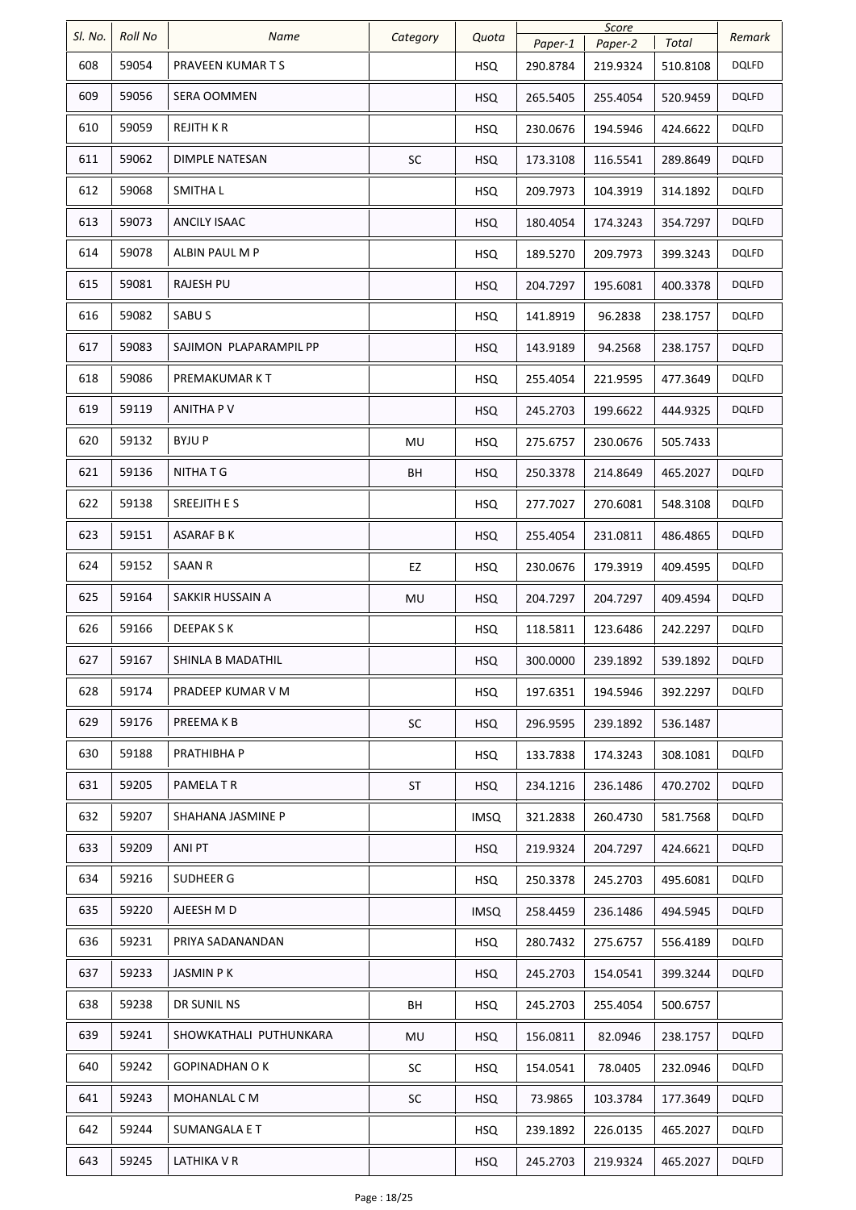| Sl. No. | Roll No | Name | Category | Quota | Score | | | Remark |
|---|---|---|---|---|---|---|---|---|
| | | | | | Paper-1 | Paper-2 | Total | |
| 608 | 59054 | PRAVEEN KUMAR T S | | HSQ | 290.8784 | 219.9324 | 510.8108 | DQLFD |
| 609 | 59056 | SERA OOMMEN | | HSQ | 265.5405 | 255.4054 | 520.9459 | DQLFD |
| 610 | 59059 | REJITH K R | | HSQ | 230.0676 | 194.5946 | 424.6622 | DQLFD |
| 611 | 59062 | DIMPLE NATESAN | SC | HSQ | 173.3108 | 116.5541 | 289.8649 | DQLFD |
| 612 | 59068 | SMITHA L | | HSQ | 209.7973 | 104.3919 | 314.1892 | DQLFD |
| 613 | 59073 | ANCILY ISAAC | | HSQ | 180.4054 | 174.3243 | 354.7297 | DQLFD |
| 614 | 59078 | ALBIN PAUL M P | | HSQ | 189.5270 | 209.7973 | 399.3243 | DQLFD |
| 615 | 59081 | RAJESH PU | | HSQ | 204.7297 | 195.6081 | 400.3378 | DQLFD |
| 616 | 59082 | SABU S | | HSQ | 141.8919 | 96.2838 | 238.1757 | DQLFD |
| 617 | 59083 | SAJIMON PLAPARAMPIL PP | | HSQ | 143.9189 | 94.2568 | 238.1757 | DQLFD |
| 618 | 59086 | PREMAKUMAR K T | | HSQ | 255.4054 | 221.9595 | 477.3649 | DQLFD |
| 619 | 59119 | ANITHA P V | | HSQ | 245.2703 | 199.6622 | 444.9325 | DQLFD |
| 620 | 59132 | BYJU P | MU | HSQ | 275.6757 | 230.0676 | 505.7433 | |
| 621 | 59136 | NITHA T G | BH | HSQ | 250.3378 | 214.8649 | 465.2027 | DQLFD |
| 622 | 59138 | SREEJITH E S | | HSQ | 277.7027 | 270.6081 | 548.3108 | DQLFD |
| 623 | 59151 | ASARAF B K | | HSQ | 255.4054 | 231.0811 | 486.4865 | DQLFD |
| 624 | 59152 | SAAN R | EZ | HSQ | 230.0676 | 179.3919 | 409.4595 | DQLFD |
| 625 | 59164 | SAKKIR HUSSAIN A | MU | HSQ | 204.7297 | 204.7297 | 409.4594 | DQLFD |
| 626 | 59166 | DEEPAK S K | | HSQ | 118.5811 | 123.6486 | 242.2297 | DQLFD |
| 627 | 59167 | SHINLA B MADATHIL | | HSQ | 300.0000 | 239.1892 | 539.1892 | DQLFD |
| 628 | 59174 | PRADEEP KUMAR V M | | HSQ | 197.6351 | 194.5946 | 392.2297 | DQLFD |
| 629 | 59176 | PREEMA K B | SC | HSQ | 296.9595 | 239.1892 | 536.1487 | |
| 630 | 59188 | PRATHIBHA P | | HSQ | 133.7838 | 174.3243 | 308.1081 | DQLFD |
| 631 | 59205 | PAMELA T R | ST | HSQ | 234.1216 | 236.1486 | 470.2702 | DQLFD |
| 632 | 59207 | SHAHANA JASMINE P | | IMSQ | 321.2838 | 260.4730 | 581.7568 | DQLFD |
| 633 | 59209 | ANI PT | | HSQ | 219.9324 | 204.7297 | 424.6621 | DQLFD |
| 634 | 59216 | SUDHEER G | | HSQ | 250.3378 | 245.2703 | 495.6081 | DQLFD |
| 635 | 59220 | AJEESH M D | | IMSQ | 258.4459 | 236.1486 | 494.5945 | DQLFD |
| 636 | 59231 | PRIYA SADANANDAN | | HSQ | 280.7432 | 275.6757 | 556.4189 | DQLFD |
| 637 | 59233 | JASMIN P K | | HSQ | 245.2703 | 154.0541 | 399.3244 | DQLFD |
| 638 | 59238 | DR SUNIL NS | BH | HSQ | 245.2703 | 255.4054 | 500.6757 | |
| 639 | 59241 | SHOWKATHALI PUTHUNKARA | MU | HSQ | 156.0811 | 82.0946 | 238.1757 | DQLFD |
| 640 | 59242 | GOPINADHAN O K | SC | HSQ | 154.0541 | 78.0405 | 232.0946 | DQLFD |
| 641 | 59243 | MOHANLAL C M | SC | HSQ | 73.9865 | 103.3784 | 177.3649 | DQLFD |
| 642 | 59244 | SUMANGALA E T | | HSQ | 239.1892 | 226.0135 | 465.2027 | DQLFD |
| 643 | 59245 | LATHIKA V R | | HSQ | 245.2703 | 219.9324 | 465.2027 | DQLFD |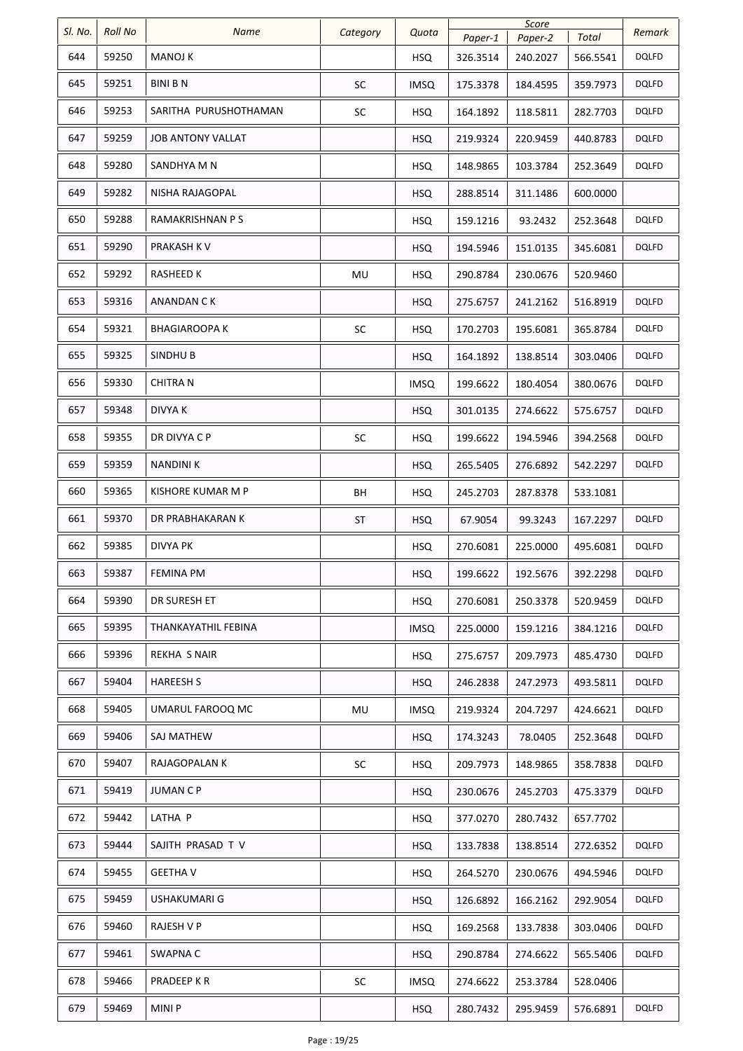| Sl. No. | Roll No | Name | Category | Quota | Score | | | Remark |
|---|---|---|---|---|---|---|---|---|
| | | | | | Paper-1 | Paper-2 | Total | |
| 644 | 59250 | MANOJ K | | HSQ | 326.3514 | 240.2027 | 566.5541 | DQLFD |
| 645 | 59251 | BINI B N | SC | IMSQ | 175.3378 | 184.4595 | 359.7973 | DQLFD |
| 646 | 59253 | SARITHA PURUSHOTHAMAN | SC | HSQ | 164.1892 | 118.5811 | 282.7703 | DQLFD |
| 647 | 59259 | JOB ANTONY VALLAT | | HSQ | 219.9324 | 220.9459 | 440.8783 | DQLFD |
| 648 | 59280 | SANDHYA M N | | HSQ | 148.9865 | 103.3784 | 252.3649 | DQLFD |
| 649 | 59282 | NISHA RAJAGOPAL | | HSQ | 288.8514 | 311.1486 | 600.0000 | |
| 650 | 59288 | RAMAKRISHNAN P S | | HSQ | 159.1216 | 93.2432 | 252.3648 | DQLFD |
| 651 | 59290 | PRAKASH K V | | HSQ | 194.5946 | 151.0135 | 345.6081 | DQLFD |
| 652 | 59292 | RASHEED K | MU | HSQ | 290.8784 | 230.0676 | 520.9460 | |
| 653 | 59316 | ANANDAN C K | | HSQ | 275.6757 | 241.2162 | 516.8919 | DQLFD |
| 654 | 59321 | BHAGIAROOPA K | SC | HSQ | 170.2703 | 195.6081 | 365.8784 | DQLFD |
| 655 | 59325 | SINDHU B | | HSQ | 164.1892 | 138.8514 | 303.0406 | DQLFD |
| 656 | 59330 | CHITRA N | | IMSQ | 199.6622 | 180.4054 | 380.0676 | DQLFD |
| 657 | 59348 | DIVYA K | | HSQ | 301.0135 | 274.6622 | 575.6757 | DQLFD |
| 658 | 59355 | DR DIVYA C P | SC | HSQ | 199.6622 | 194.5946 | 394.2568 | DQLFD |
| 659 | 59359 | NANDINI K | | HSQ | 265.5405 | 276.6892 | 542.2297 | DQLFD |
| 660 | 59365 | KISHORE KUMAR M P | BH | HSQ | 245.2703 | 287.8378 | 533.1081 | |
| 661 | 59370 | DR PRABHAKARAN K | ST | HSQ | 67.9054 | 99.3243 | 167.2297 | DQLFD |
| 662 | 59385 | DIVYA PK | | HSQ | 270.6081 | 225.0000 | 495.6081 | DQLFD |
| 663 | 59387 | FEMINA PM | | HSQ | 199.6622 | 192.5676 | 392.2298 | DQLFD |
| 664 | 59390 | DR SURESH ET | | HSQ | 270.6081 | 250.3378 | 520.9459 | DQLFD |
| 665 | 59395 | THANKAYATHIL FEBINA | | IMSQ | 225.0000 | 159.1216 | 384.1216 | DQLFD |
| 666 | 59396 | REKHA S NAIR | | HSQ | 275.6757 | 209.7973 | 485.4730 | DQLFD |
| 667 | 59404 | HAREESH S | | HSQ | 246.2838 | 247.2973 | 493.5811 | DQLFD |
| 668 | 59405 | UMARUL FAROOQ MC | MU | IMSQ | 219.9324 | 204.7297 | 424.6621 | DQLFD |
| 669 | 59406 | SAJ MATHEW | | HSQ | 174.3243 | 78.0405 | 252.3648 | DQLFD |
| 670 | 59407 | RAJAGOPALAN K | SC | HSQ | 209.7973 | 148.9865 | 358.7838 | DQLFD |
| 671 | 59419 | JUMAN C P | | HSQ | 230.0676 | 245.2703 | 475.3379 | DQLFD |
| 672 | 59442 | LATHA P | | HSQ | 377.0270 | 280.7432 | 657.7702 | |
| 673 | 59444 | SAJITH PRASAD T V | | HSQ | 133.7838 | 138.8514 | 272.6352 | DQLFD |
| 674 | 59455 | GEETHA V | | HSQ | 264.5270 | 230.0676 | 494.5946 | DQLFD |
| 675 | 59459 | USHAKUMARI G | | HSQ | 126.6892 | 166.2162 | 292.9054 | DQLFD |
| 676 | 59460 | RAJESH V P | | HSQ | 169.2568 | 133.7838 | 303.0406 | DQLFD |
| 677 | 59461 | SWAPNA C | | HSQ | 290.8784 | 274.6622 | 565.5406 | DQLFD |
| 678 | 59466 | PRADEEP K R | SC | IMSQ | 274.6622 | 253.3784 | 528.0406 | |
| 679 | 59469 | MINI P | | HSQ | 280.7432 | 295.9459 | 576.6891 | DQLFD |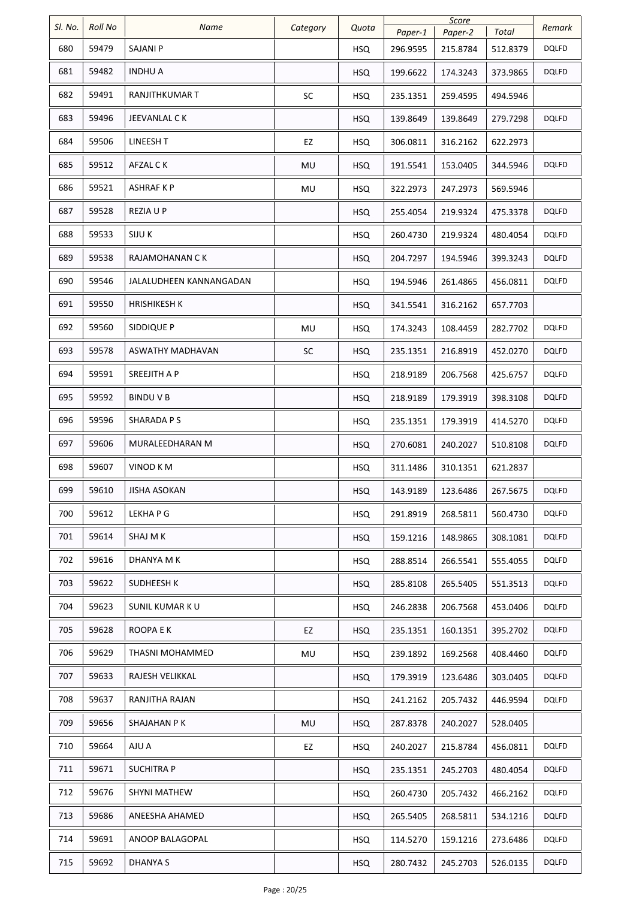| Sl. No. | Roll No | Name | Category | Quota | Score | | | Remark |
|---|---|---|---|---|---|---|---|---|
| | | | | | Paper-1 | Paper-2 | Total | |
| 680 | 59479 | SAJANI P | | HSQ | 296.9595 | 215.8784 | 512.8379 | DQLFD |
| 681 | 59482 | INDHU A | | HSQ | 199.6622 | 174.3243 | 373.9865 | DQLFD |
| 682 | 59491 | RANJITHKUMAR T | SC | HSQ | 235.1351 | 259.4595 | 494.5946 | |
| 683 | 59496 | JEEVANLAL C K | | HSQ | 139.8649 | 139.8649 | 279.7298 | DQLFD |
| 684 | 59506 | LINEESH T | EZ | HSQ | 306.0811 | 316.2162 | 622.2973 | |
| 685 | 59512 | AFZAL C K | MU | HSQ | 191.5541 | 153.0405 | 344.5946 | DQLFD |
| 686 | 59521 | ASHRAF K P | MU | HSQ | 322.2973 | 247.2973 | 569.5946 | |
| 687 | 59528 | REZIA U P | | HSQ | 255.4054 | 219.9324 | 475.3378 | DQLFD |
| 688 | 59533 | SIJU K | | HSQ | 260.4730 | 219.9324 | 480.4054 | DQLFD |
| 689 | 59538 | RAJAMOHANAN C K | | HSQ | 204.7297 | 194.5946 | 399.3243 | DQLFD |
| 690 | 59546 | JALALUDHEEN KANNANGADAN | | HSQ | 194.5946 | 261.4865 | 456.0811 | DQLFD |
| 691 | 59550 | HRISHIKESH K | | HSQ | 341.5541 | 316.2162 | 657.7703 | |
| 692 | 59560 | SIDDIQUE P | MU | HSQ | 174.3243 | 108.4459 | 282.7702 | DQLFD |
| 693 | 59578 | ASWATHY MADHAVAN | SC | HSQ | 235.1351 | 216.8919 | 452.0270 | DQLFD |
| 694 | 59591 | SREEJITH A P | | HSQ | 218.9189 | 206.7568 | 425.6757 | DQLFD |
| 695 | 59592 | BINDU V B | | HSQ | 218.9189 | 179.3919 | 398.3108 | DQLFD |
| 696 | 59596 | SHARADA P S | | HSQ | 235.1351 | 179.3919 | 414.5270 | DQLFD |
| 697 | 59606 | MURALEEDHARAN M | | HSQ | 270.6081 | 240.2027 | 510.8108 | DQLFD |
| 698 | 59607 | VINOD K M | | HSQ | 311.1486 | 310.1351 | 621.2837 | |
| 699 | 59610 | JISHA ASOKAN | | HSQ | 143.9189 | 123.6486 | 267.5675 | DQLFD |
| 700 | 59612 | LEKHA P G | | HSQ | 291.8919 | 268.5811 | 560.4730 | DQLFD |
| 701 | 59614 | SHAJ M K | | HSQ | 159.1216 | 148.9865 | 308.1081 | DQLFD |
| 702 | 59616 | DHANYA M K | | HSQ | 288.8514 | 266.5541 | 555.4055 | DQLFD |
| 703 | 59622 | SUDHEESH K | | HSQ | 285.8108 | 265.5405 | 551.3513 | DQLFD |
| 704 | 59623 | SUNIL KUMAR K U | | HSQ | 246.2838 | 206.7568 | 453.0406 | DQLFD |
| 705 | 59628 | ROOPA E K | EZ | HSQ | 235.1351 | 160.1351 | 395.2702 | DQLFD |
| 706 | 59629 | THASNI MOHAMMED | MU | HSQ | 239.1892 | 169.2568 | 408.4460 | DQLFD |
| 707 | 59633 | RAJESH VELIKKAL | | HSQ | 179.3919 | 123.6486 | 303.0405 | DQLFD |
| 708 | 59637 | RANJITHA RAJAN | | HSQ | 241.2162 | 205.7432 | 446.9594 | DQLFD |
| 709 | 59656 | SHAJAHAN P K | MU | HSQ | 287.8378 | 240.2027 | 528.0405 | |
| 710 | 59664 | AJU A | EZ | HSQ | 240.2027 | 215.8784 | 456.0811 | DQLFD |
| 711 | 59671 | SUCHITRA P | | HSQ | 235.1351 | 245.2703 | 480.4054 | DQLFD |
| 712 | 59676 | SHYNI MATHEW | | HSQ | 260.4730 | 205.7432 | 466.2162 | DQLFD |
| 713 | 59686 | ANEESHA AHAMED | | HSQ | 265.5405 | 268.5811 | 534.1216 | DQLFD |
| 714 | 59691 | ANOOP BALAGOPAL | | HSQ | 114.5270 | 159.1216 | 273.6486 | DQLFD |
| 715 | 59692 | DHANYA S | | HSQ | 280.7432 | 245.2703 | 526.0135 | DQLFD |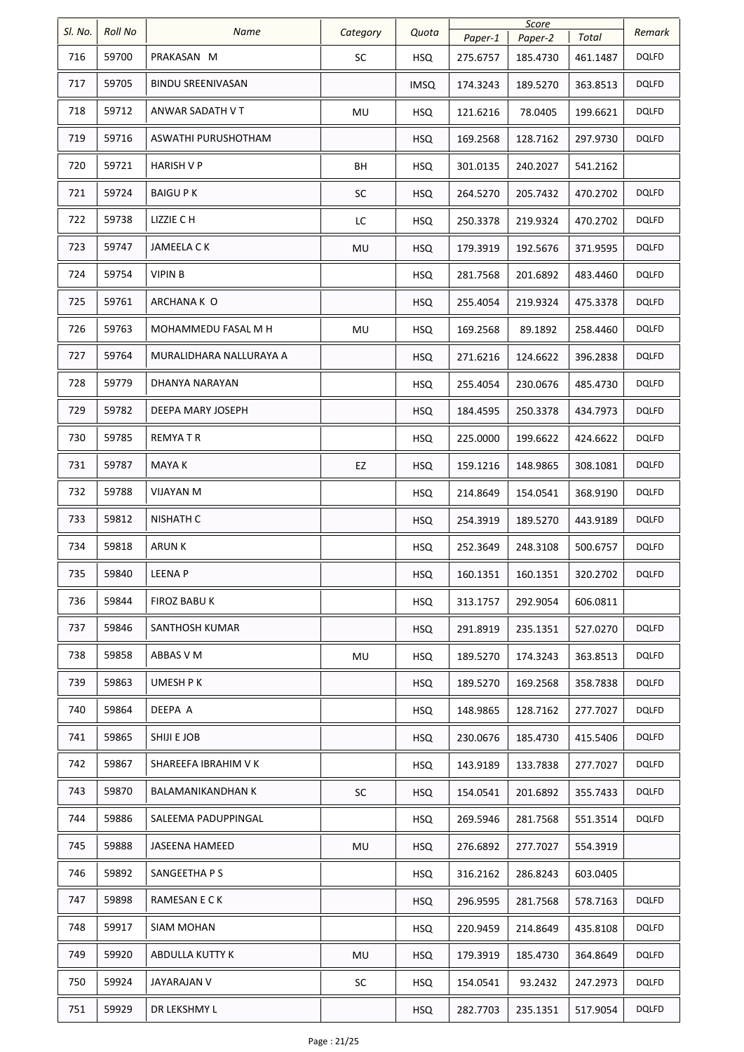| Sl. No. | Roll No | Name | Category | Quota | Score | | | Remark |
|---|---|---|---|---|---|---|---|---|
| | | | | | Paper-1 | Paper-2 | Total | |
| 716 | 59700 | PRAKASAN M | SC | HSQ | 275.6757 | 185.4730 | 461.1487 | DQLFD |
| 717 | 59705 | BINDU SREENIVASAN | | IMSQ | 174.3243 | 189.5270 | 363.8513 | DQLFD |
| 718 | 59712 | ANWAR SADATH V T | MU | HSQ | 121.6216 | 78.0405 | 199.6621 | DQLFD |
| 719 | 59716 | ASWATHI PURUSHOTHAM | | HSQ | 169.2568 | 128.7162 | 297.9730 | DQLFD |
| 720 | 59721 | HARISH V P | BH | HSQ | 301.0135 | 240.2027 | 541.2162 | |
| 721 | 59724 | BAIGU P K | SC | HSQ | 264.5270 | 205.7432 | 470.2702 | DQLFD |
| 722 | 59738 | LIZZIE C H | LC | HSQ | 250.3378 | 219.9324 | 470.2702 | DQLFD |
| 723 | 59747 | JAMEELA C K | MU | HSQ | 179.3919 | 192.5676 | 371.9595 | DQLFD |
| 724 | 59754 | VIPIN B | | HSQ | 281.7568 | 201.6892 | 483.4460 | DQLFD |
| 725 | 59761 | ARCHANA K O | | HSQ | 255.4054 | 219.9324 | 475.3378 | DQLFD |
| 726 | 59763 | MOHAMMEDU FASAL M H | MU | HSQ | 169.2568 | 89.1892 | 258.4460 | DQLFD |
| 727 | 59764 | MURALIDHARA NALLURAYA A | | HSQ | 271.6216 | 124.6622 | 396.2838 | DQLFD |
| 728 | 59779 | DHANYA NARAYAN | | HSQ | 255.4054 | 230.0676 | 485.4730 | DQLFD |
| 729 | 59782 | DEEPA MARY JOSEPH | | HSQ | 184.4595 | 250.3378 | 434.7973 | DQLFD |
| 730 | 59785 | REMYA T R | | HSQ | 225.0000 | 199.6622 | 424.6622 | DQLFD |
| 731 | 59787 | MAYA K | EZ | HSQ | 159.1216 | 148.9865 | 308.1081 | DQLFD |
| 732 | 59788 | VIJAYAN M | | HSQ | 214.8649 | 154.0541 | 368.9190 | DQLFD |
| 733 | 59812 | NISHATH C | | HSQ | 254.3919 | 189.5270 | 443.9189 | DQLFD |
| 734 | 59818 | ARUN K | | HSQ | 252.3649 | 248.3108 | 500.6757 | DQLFD |
| 735 | 59840 | LEENA P | | HSQ | 160.1351 | 160.1351 | 320.2702 | DQLFD |
| 736 | 59844 | FIROZ BABU K | | HSQ | 313.1757 | 292.9054 | 606.0811 | |
| 737 | 59846 | SANTHOSH KUMAR | | HSQ | 291.8919 | 235.1351 | 527.0270 | DQLFD |
| 738 | 59858 | ABBAS V M | MU | HSQ | 189.5270 | 174.3243 | 363.8513 | DQLFD |
| 739 | 59863 | UMESH P K | | HSQ | 189.5270 | 169.2568 | 358.7838 | DQLFD |
| 740 | 59864 | DEEPA A | | HSQ | 148.9865 | 128.7162 | 277.7027 | DQLFD |
| 741 | 59865 | SHIJI E JOB | | HSQ | 230.0676 | 185.4730 | 415.5406 | DQLFD |
| 742 | 59867 | SHAREEFA IBRAHIM V K | | HSQ | 143.9189 | 133.7838 | 277.7027 | DQLFD |
| 743 | 59870 | BALAMANIKANDHAN K | SC | HSQ | 154.0541 | 201.6892 | 355.7433 | DQLFD |
| 744 | 59886 | SALEEMA PADUPPINGAL | | HSQ | 269.5946 | 281.7568 | 551.3514 | DQLFD |
| 745 | 59888 | JASEENA HAMEED | MU | HSQ | 276.6892 | 277.7027 | 554.3919 | |
| 746 | 59892 | SANGEETHA P S | | HSQ | 316.2162 | 286.8243 | 603.0405 | |
| 747 | 59898 | RAMESAN E C K | | HSQ | 296.9595 | 281.7568 | 578.7163 | DQLFD |
| 748 | 59917 | SIAM MOHAN | | HSQ | 220.9459 | 214.8649 | 435.8108 | DQLFD |
| 749 | 59920 | ABDULLA KUTTY K | MU | HSQ | 179.3919 | 185.4730 | 364.8649 | DQLFD |
| 750 | 59924 | JAYARAJAN V | SC | HSQ | 154.0541 | 93.2432 | 247.2973 | DQLFD |
| 751 | 59929 | DR LEKSHMY L | | HSQ | 282.7703 | 235.1351 | 517.9054 | DQLFD |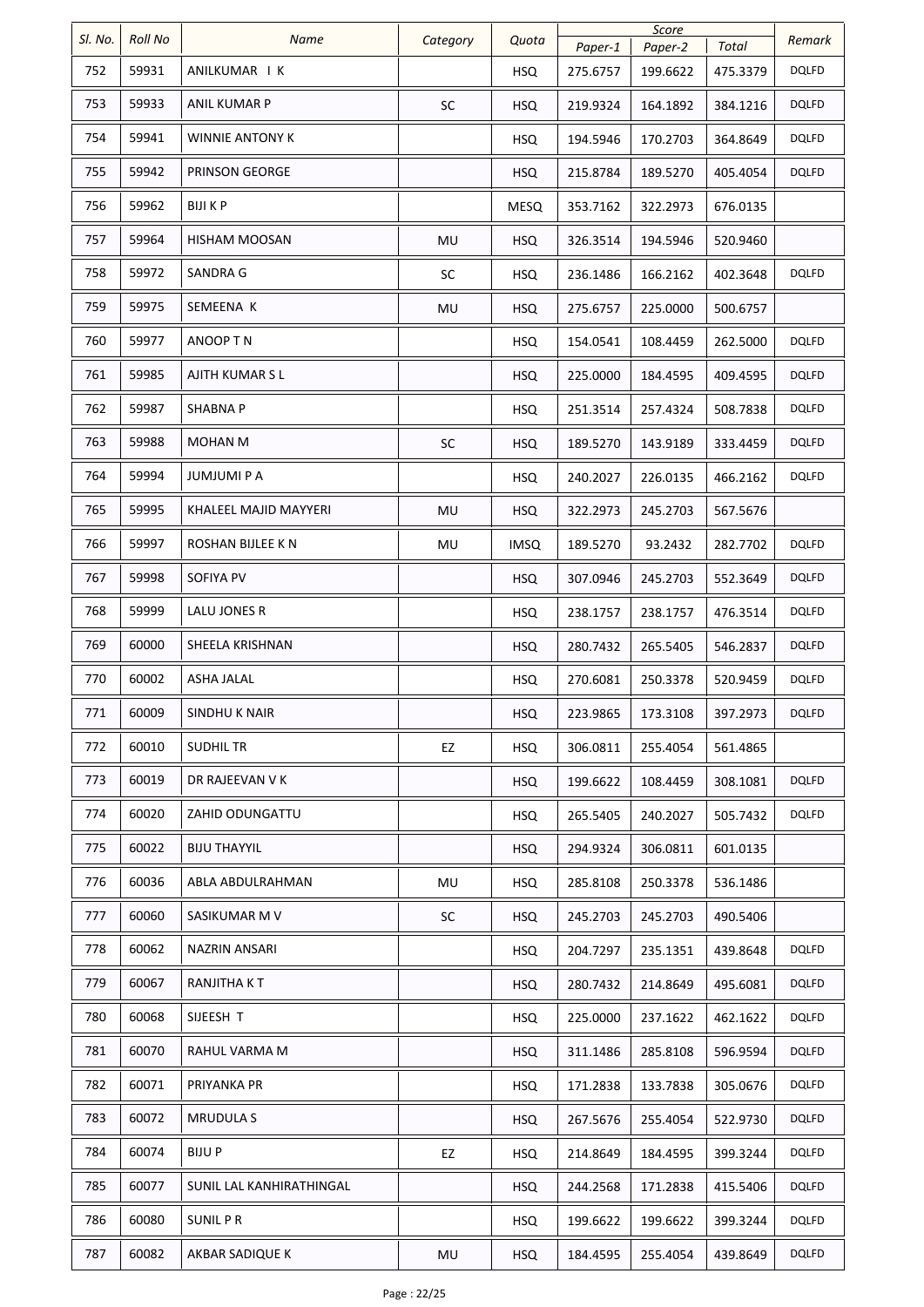| Sl. No. | Roll No | Name | Category | Quota | Score | | | Remark |
|---|---|---|---|---|---|---|---|---|
| | | | | | Paper-1 | Paper-2 | Total | |
| 752 | 59931 | ANILKUMAR I K | | HSQ | 275.6757 | 199.6622 | 475.3379 | DQLFD |
| 753 | 59933 | ANIL KUMAR P | SC | HSQ | 219.9324 | 164.1892 | 384.1216 | DQLFD |
| 754 | 59941 | WINNIE ANTONY K | | HSQ | 194.5946 | 170.2703 | 364.8649 | DQLFD |
| 755 | 59942 | PRINSON GEORGE | | HSQ | 215.8784 | 189.5270 | 405.4054 | DQLFD |
| 756 | 59962 | BIJI K P | | MESQ | 353.7162 | 322.2973 | 676.0135 | |
| 757 | 59964 | HISHAM MOOSAN | MU | HSQ | 326.3514 | 194.5946 | 520.9460 | |
| 758 | 59972 | SANDRA G | SC | HSQ | 236.1486 | 166.2162 | 402.3648 | DQLFD |
| 759 | 59975 | SEMEENA K | MU | HSQ | 275.6757 | 225.0000 | 500.6757 | |
| 760 | 59977 | ANOOP T N | | HSQ | 154.0541 | 108.4459 | 262.5000 | DQLFD |
| 761 | 59985 | AJITH KUMAR S L | | HSQ | 225.0000 | 184.4595 | 409.4595 | DQLFD |
| 762 | 59987 | SHABNA P | | HSQ | 251.3514 | 257.4324 | 508.7838 | DQLFD |
| 763 | 59988 | MOHAN M | SC | HSQ | 189.5270 | 143.9189 | 333.4459 | DQLFD |
| 764 | 59994 | JUMJUMI P A | | HSQ | 240.2027 | 226.0135 | 466.2162 | DQLFD |
| 765 | 59995 | KHALEEL MAJID MAYYERI | MU | HSQ | 322.2973 | 245.2703 | 567.5676 | |
| 766 | 59997 | ROSHAN BIJLEE K N | MU | IMSQ | 189.5270 | 93.2432 | 282.7702 | DQLFD |
| 767 | 59998 | SOFIYA PV | | HSQ | 307.0946 | 245.2703 | 552.3649 | DQLFD |
| 768 | 59999 | LALU JONES R | | HSQ | 238.1757 | 238.1757 | 476.3514 | DQLFD |
| 769 | 60000 | SHEELA KRISHNAN | | HSQ | 280.7432 | 265.5405 | 546.2837 | DQLFD |
| 770 | 60002 | ASHA JALAL | | HSQ | 270.6081 | 250.3378 | 520.9459 | DQLFD |
| 771 | 60009 | SINDHU K NAIR | | HSQ | 223.9865 | 173.3108 | 397.2973 | DQLFD |
| 772 | 60010 | SUDHIL TR | EZ | HSQ | 306.0811 | 255.4054 | 561.4865 | |
| 773 | 60019 | DR RAJEEVAN V K | | HSQ | 199.6622 | 108.4459 | 308.1081 | DQLFD |
| 774 | 60020 | ZAHID ODUNGATTU | | HSQ | 265.5405 | 240.2027 | 505.7432 | DQLFD |
| 775 | 60022 | BIJU THAYYIL | | HSQ | 294.9324 | 306.0811 | 601.0135 | |
| 776 | 60036 | ABLA ABDULRAHMAN | MU | HSQ | 285.8108 | 250.3378 | 536.1486 | |
| 777 | 60060 | SASIKUMAR M V | SC | HSQ | 245.2703 | 245.2703 | 490.5406 | |
| 778 | 60062 | NAZRIN ANSARI | | HSQ | 204.7297 | 235.1351 | 439.8648 | DQLFD |
| 779 | 60067 | RANJITHA K T | | HSQ | 280.7432 | 214.8649 | 495.6081 | DQLFD |
| 780 | 60068 | SIJEESH T | | HSQ | 225.0000 | 237.1622 | 462.1622 | DQLFD |
| 781 | 60070 | RAHUL VARMA M | | HSQ | 311.1486 | 285.8108 | 596.9594 | DQLFD |
| 782 | 60071 | PRIYANKA PR | | HSQ | 171.2838 | 133.7838 | 305.0676 | DQLFD |
| 783 | 60072 | MRUDULA S | | HSQ | 267.5676 | 255.4054 | 522.9730 | DQLFD |
| 784 | 60074 | BIJU P | EZ | HSQ | 214.8649 | 184.4595 | 399.3244 | DQLFD |
| 785 | 60077 | SUNIL LAL KANHIRATHINGAL | | HSQ | 244.2568 | 171.2838 | 415.5406 | DQLFD |
| 786 | 60080 | SUNIL P R | | HSQ | 199.6622 | 199.6622 | 399.3244 | DQLFD |
| 787 | 60082 | AKBAR SADIQUE K | MU | HSQ | 184.4595 | 255.4054 | 439.8649 | DQLFD |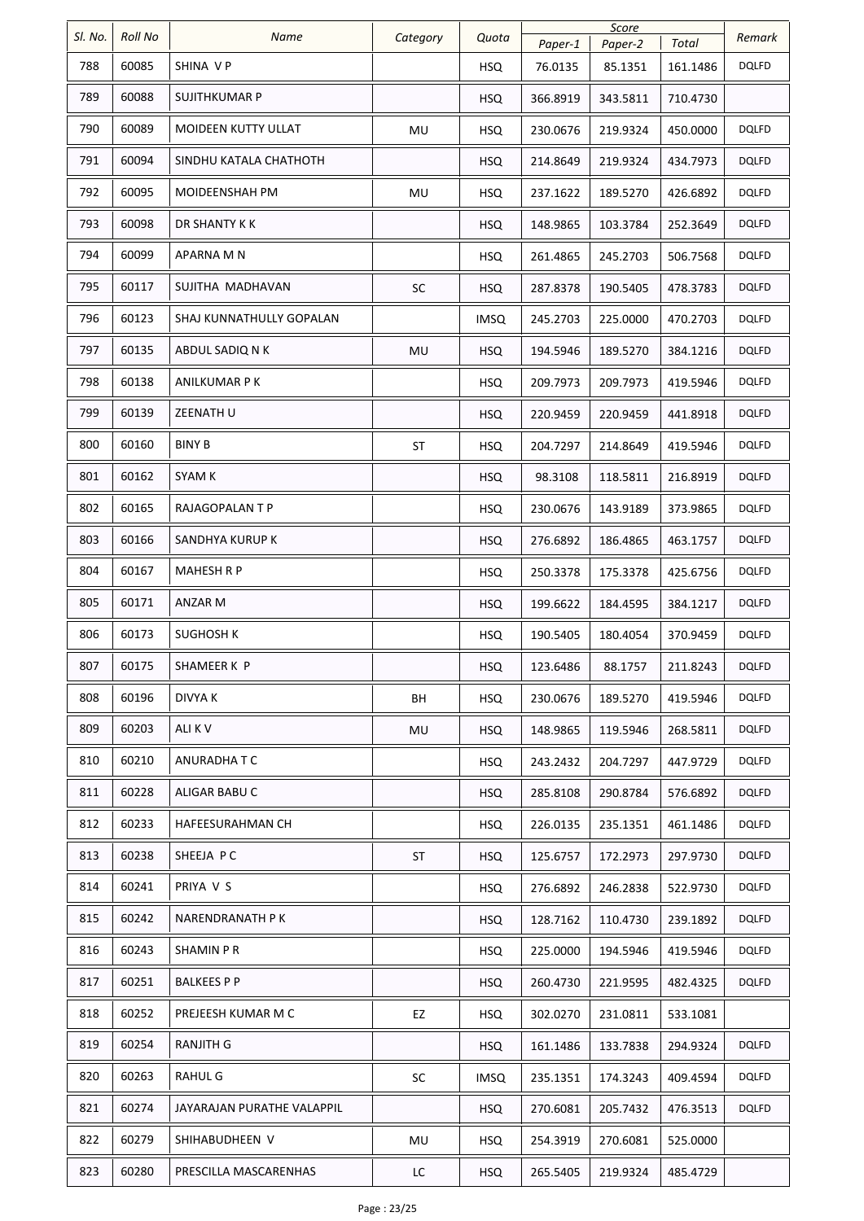| Sl. No. | Roll No | Name | Category | Quota | Score | | | Remark |
|---|---|---|---|---|---|---|---|---|
| | | | | | Paper-1 | Paper-2 | Total | |
| 788 | 60085 | SHINA V P | | HSQ | 76.0135 | 85.1351 | 161.1486 | DQLFD |
| 789 | 60088 | SUJITHKUMAR P | | HSQ | 366.8919 | 343.5811 | 710.4730 | |
| 790 | 60089 | MOIDEEN KUTTY ULLAT | MU | HSQ | 230.0676 | 219.9324 | 450.0000 | DQLFD |
| 791 | 60094 | SINDHU KATALA CHATHOTH | | HSQ | 214.8649 | 219.9324 | 434.7973 | DQLFD |
| 792 | 60095 | MOIDEENSHAH PM | MU | HSQ | 237.1622 | 189.5270 | 426.6892 | DQLFD |
| 793 | 60098 | DR SHANTY K K | | HSQ | 148.9865 | 103.3784 | 252.3649 | DQLFD |
| 794 | 60099 | APARNA M N | | HSQ | 261.4865 | 245.2703 | 506.7568 | DQLFD |
| 795 | 60117 | SUJITHA MADHAVAN | SC | HSQ | 287.8378 | 190.5405 | 478.3783 | DQLFD |
| 796 | 60123 | SHAJ KUNNATHULLY GOPALAN | | IMSQ | 245.2703 | 225.0000 | 470.2703 | DQLFD |
| 797 | 60135 | ABDUL SADIQ N K | MU | HSQ | 194.5946 | 189.5270 | 384.1216 | DQLFD |
| 798 | 60138 | ANILKUMAR P K | | HSQ | 209.7973 | 209.7973 | 419.5946 | DQLFD |
| 799 | 60139 | ZEENATH U | | HSQ | 220.9459 | 220.9459 | 441.8918 | DQLFD |
| 800 | 60160 | BINY B | ST | HSQ | 204.7297 | 214.8649 | 419.5946 | DQLFD |
| 801 | 60162 | SYAM K | | HSQ | 98.3108 | 118.5811 | 216.8919 | DQLFD |
| 802 | 60165 | RAJAGOPALAN T P | | HSQ | 230.0676 | 143.9189 | 373.9865 | DQLFD |
| 803 | 60166 | SANDHYA KURUP K | | HSQ | 276.6892 | 186.4865 | 463.1757 | DQLFD |
| 804 | 60167 | MAHESH R P | | HSQ | 250.3378 | 175.3378 | 425.6756 | DQLFD |
| 805 | 60171 | ANZAR M | | HSQ | 199.6622 | 184.4595 | 384.1217 | DQLFD |
| 806 | 60173 | SUGHOSH K | | HSQ | 190.5405 | 180.4054 | 370.9459 | DQLFD |
| 807 | 60175 | SHAMEER K P | | HSQ | 123.6486 | 88.1757 | 211.8243 | DQLFD |
| 808 | 60196 | DIVYA K | BH | HSQ | 230.0676 | 189.5270 | 419.5946 | DQLFD |
| 809 | 60203 | ALI K V | MU | HSQ | 148.9865 | 119.5946 | 268.5811 | DQLFD |
| 810 | 60210 | ANURADHA T C | | HSQ | 243.2432 | 204.7297 | 447.9729 | DQLFD |
| 811 | 60228 | ALIGAR BABU C | | HSQ | 285.8108 | 290.8784 | 576.6892 | DQLFD |
| 812 | 60233 | HAFEESURAHMAN CH | | HSQ | 226.0135 | 235.1351 | 461.1486 | DQLFD |
| 813 | 60238 | SHEEJA P C | ST | HSQ | 125.6757 | 172.2973 | 297.9730 | DQLFD |
| 814 | 60241 | PRIYA V S | | HSQ | 276.6892 | 246.2838 | 522.9730 | DQLFD |
| 815 | 60242 | NARENDRANATH P K | | HSQ | 128.7162 | 110.4730 | 239.1892 | DQLFD |
| 816 | 60243 | SHAMIN P R | | HSQ | 225.0000 | 194.5946 | 419.5946 | DQLFD |
| 817 | 60251 | BALKEES P P | | HSQ | 260.4730 | 221.9595 | 482.4325 | DQLFD |
| 818 | 60252 | PREJEESH KUMAR M C | EZ | HSQ | 302.0270 | 231.0811 | 533.1081 | |
| 819 | 60254 | RANJITH G | | HSQ | 161.1486 | 133.7838 | 294.9324 | DQLFD |
| 820 | 60263 | RAHUL G | SC | IMSQ | 235.1351 | 174.3243 | 409.4594 | DQLFD |
| 821 | 60274 | JAYARAJAN PURATHE VALAPPIL | | HSQ | 270.6081 | 205.7432 | 476.3513 | DQLFD |
| 822 | 60279 | SHIHABUDHEEN V | MU | HSQ | 254.3919 | 270.6081 | 525.0000 | |
| 823 | 60280 | PRESCILLA MASCARENHAS | LC | HSQ | 265.5405 | 219.9324 | 485.4729 | |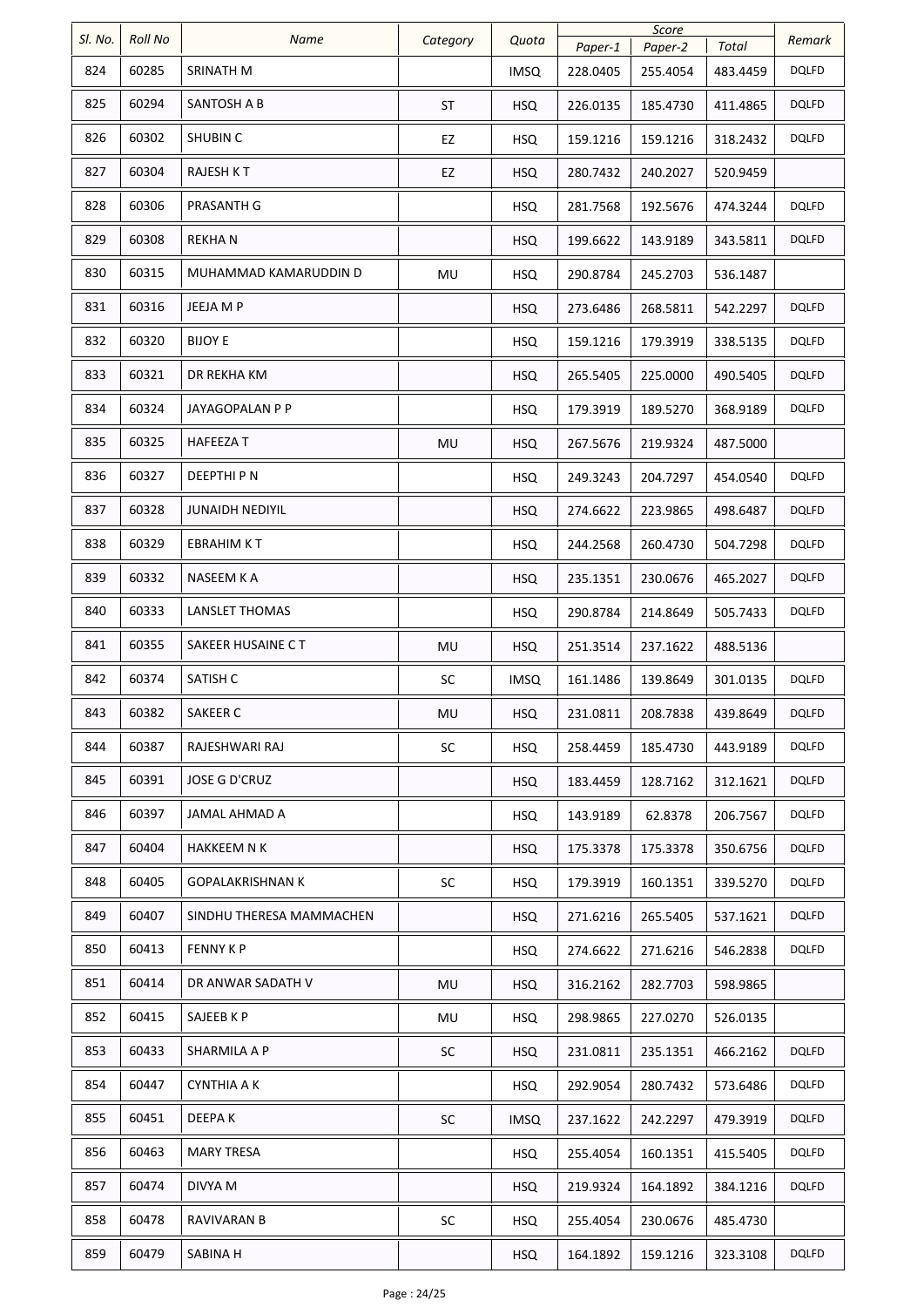| Sl. No. | Roll No | Name | Category | Quota | Score | | | Remark |
|---|---|---|---|---|---|---|---|---|
| | | | | | Paper-1 | Paper-2 | Total | |
| 824 | 60285 | SRINATH M | | IMSQ | 228.0405 | 255.4054 | 483.4459 | DQLFD |
| 825 | 60294 | SANTOSH A B | ST | HSQ | 226.0135 | 185.4730 | 411.4865 | DQLFD |
| 826 | 60302 | SHUBIN C | EZ | HSQ | 159.1216 | 159.1216 | 318.2432 | DQLFD |
| 827 | 60304 | RAJESH K T | EZ | HSQ | 280.7432 | 240.2027 | 520.9459 | |
| 828 | 60306 | PRASANTH G | | HSQ | 281.7568 | 192.5676 | 474.3244 | DQLFD |
| 829 | 60308 | REKHA N | | HSQ | 199.6622 | 143.9189 | 343.5811 | DQLFD |
| 830 | 60315 | MUHAMMAD KAMARUDDIN D | MU | HSQ | 290.8784 | 245.2703 | 536.1487 | |
| 831 | 60316 | JEEJA M P | | HSQ | 273.6486 | 268.5811 | 542.2297 | DQLFD |
| 832 | 60320 | BIJOY E | | HSQ | 159.1216 | 179.3919 | 338.5135 | DQLFD |
| 833 | 60321 | DR REKHA KM | | HSQ | 265.5405 | 225.0000 | 490.5405 | DQLFD |
| 834 | 60324 | JAYAGOPALAN P P | | HSQ | 179.3919 | 189.5270 | 368.9189 | DQLFD |
| 835 | 60325 | HAFEEZA T | MU | HSQ | 267.5676 | 219.9324 | 487.5000 | |
| 836 | 60327 | DEEPTHI P N | | HSQ | 249.3243 | 204.7297 | 454.0540 | DQLFD |
| 837 | 60328 | JUNAIDH NEDIYIL | | HSQ | 274.6622 | 223.9865 | 498.6487 | DQLFD |
| 838 | 60329 | EBRAHIM K T | | HSQ | 244.2568 | 260.4730 | 504.7298 | DQLFD |
| 839 | 60332 | NASEEM K A | | HSQ | 235.1351 | 230.0676 | 465.2027 | DQLFD |
| 840 | 60333 | LANSLET THOMAS | | HSQ | 290.8784 | 214.8649 | 505.7433 | DQLFD |
| 841 | 60355 | SAKEER HUSAINE C T | MU | HSQ | 251.3514 | 237.1622 | 488.5136 | |
| 842 | 60374 | SATISH C | SC | IMSQ | 161.1486 | 139.8649 | 301.0135 | DQLFD |
| 843 | 60382 | SAKEER C | MU | HSQ | 231.0811 | 208.7838 | 439.8649 | DQLFD |
| 844 | 60387 | RAJESHWARI RAJ | SC | HSQ | 258.4459 | 185.4730 | 443.9189 | DQLFD |
| 845 | 60391 | JOSE G D'CRUZ | | HSQ | 183.4459 | 128.7162 | 312.1621 | DQLFD |
| 846 | 60397 | JAMAL AHMAD A | | HSQ | 143.9189 | 62.8378 | 206.7567 | DQLFD |
| 847 | 60404 | HAKKEEM N K | | HSQ | 175.3378 | 175.3378 | 350.6756 | DQLFD |
| 848 | 60405 | GOPALAKRISHNAN K | SC | HSQ | 179.3919 | 160.1351 | 339.5270 | DQLFD |
| 849 | 60407 | SINDHU THERESA MAMMACHEN | | HSQ | 271.6216 | 265.5405 | 537.1621 | DQLFD |
| 850 | 60413 | FENNY K P | | HSQ | 274.6622 | 271.6216 | 546.2838 | DQLFD |
| 851 | 60414 | DR ANWAR SADATH V | MU | HSQ | 316.2162 | 282.7703 | 598.9865 | |
| 852 | 60415 | SAJEEB K P | MU | HSQ | 298.9865 | 227.0270 | 526.0135 | |
| 853 | 60433 | SHARMILA A P | SC | HSQ | 231.0811 | 235.1351 | 466.2162 | DQLFD |
| 854 | 60447 | CYNTHIA A K | | HSQ | 292.9054 | 280.7432 | 573.6486 | DQLFD |
| 855 | 60451 | DEEPA K | SC | IMSQ | 237.1622 | 242.2297 | 479.3919 | DQLFD |
| 856 | 60463 | MARY TRESA | | HSQ | 255.4054 | 160.1351 | 415.5405 | DQLFD |
| 857 | 60474 | DIVYA M | | HSQ | 219.9324 | 164.1892 | 384.1216 | DQLFD |
| 858 | 60478 | RAVIVARAN B | SC | HSQ | 255.4054 | 230.0676 | 485.4730 | |
| 859 | 60479 | SABINA H | | HSQ | 164.1892 | 159.1216 | 323.3108 | DQLFD |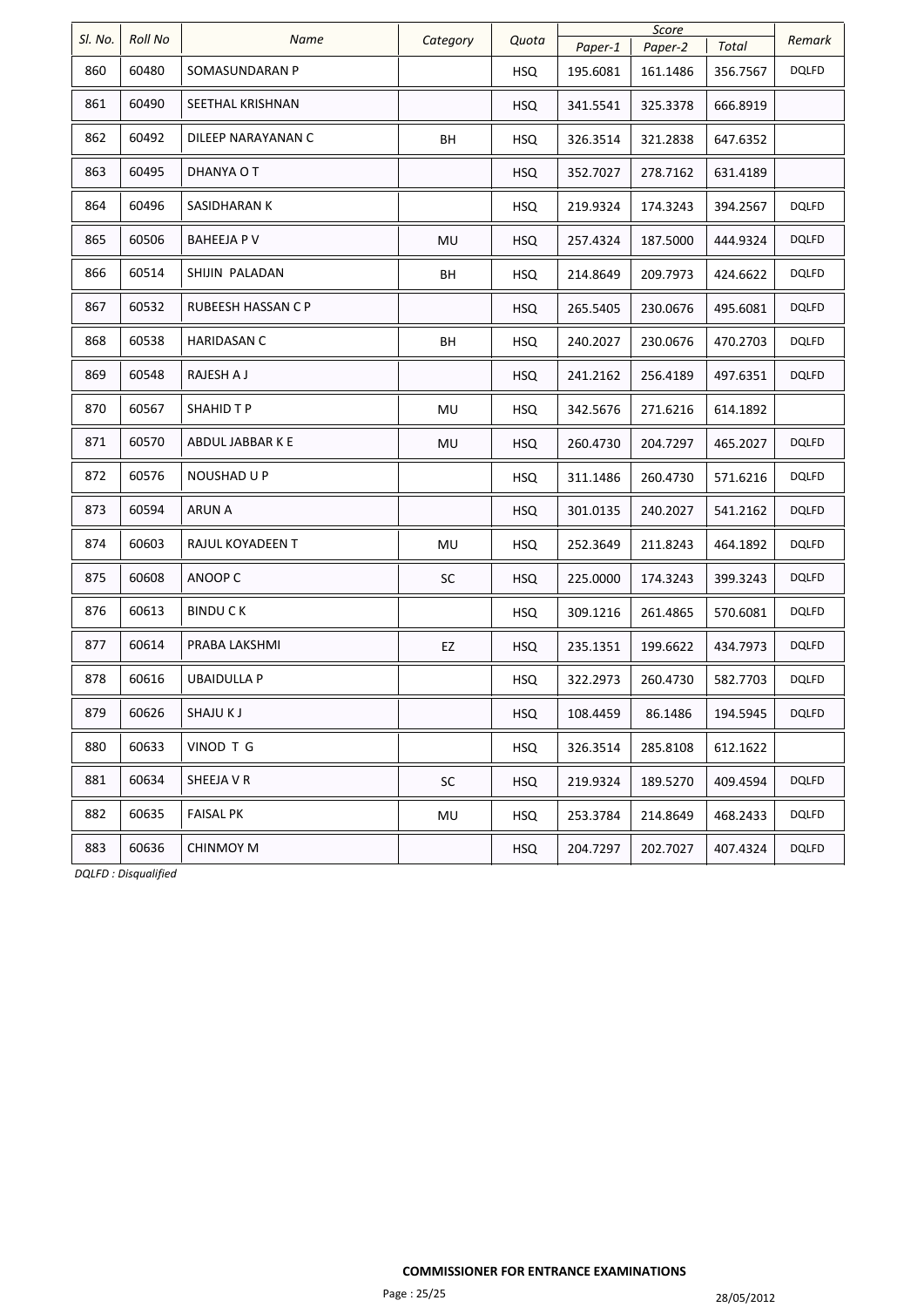| Sl. No. | Roll No | Name | Category | Quota | Score | | | Remark |
|---|---|---|---|---|---|---|---|---|
| | | | | | Paper-1 | Paper-2 | Total | |
| 860 | 60480 | SOMASUNDARAN P | | HSQ | 195.6081 | 161.1486 | 356.7567 | DQLFD |
| 861 | 60490 | SEETHAL KRISHNAN | | HSQ | 341.5541 | 325.3378 | 666.8919 | |
| 862 | 60492 | DILEEP NARAYANAN C | BH | HSQ | 326.3514 | 321.2838 | 647.6352 | |
| 863 | 60495 | DHANYA O T | | HSQ | 352.7027 | 278.7162 | 631.4189 | |
| 864 | 60496 | SASIDHARAN K | | HSQ | 219.9324 | 174.3243 | 394.2567 | DQLFD |
| 865 | 60506 | BAHEEJA P V | MU | HSQ | 257.4324 | 187.5000 | 444.9324 | DQLFD |
| 866 | 60514 | SHIJIN PALADAN | BH | HSQ | 214.8649 | 209.7973 | 424.6622 | DQLFD |
| 867 | 60532 | RUBEESH HASSAN C P | | HSQ | 265.5405 | 230.0676 | 495.6081 | DQLFD |
| 868 | 60538 | HARIDASAN C | BH | HSQ | 240.2027 | 230.0676 | 470.2703 | DQLFD |
| 869 | 60548 | RAJESH A J | | HSQ | 241.2162 | 256.4189 | 497.6351 | DQLFD |
| 870 | 60567 | SHAHID T P | MU | HSQ | 342.5676 | 271.6216 | 614.1892 | |
| 871 | 60570 | ABDUL JABBAR K E | MU | HSQ | 260.4730 | 204.7297 | 465.2027 | DQLFD |
| 872 | 60576 | NOUSHAD U P | | HSQ | 311.1486 | 260.4730 | 571.6216 | DQLFD |
| 873 | 60594 | ARUN A | | HSQ | 301.0135 | 240.2027 | 541.2162 | DQLFD |
| 874 | 60603 | RAJUL KOYADEEN T | MU | HSQ | 252.3649 | 211.8243 | 464.1892 | DQLFD |
| 875 | 60608 | ANOOP C | SC | HSQ | 225.0000 | 174.3243 | 399.3243 | DQLFD |
| 876 | 60613 | BINDU C K | | HSQ | 309.1216 | 261.4865 | 570.6081 | DQLFD |
| 877 | 60614 | PRABA LAKSHMI | EZ | HSQ | 235.1351 | 199.6622 | 434.7973 | DQLFD |
| 878 | 60616 | UBAIDULLA P | | HSQ | 322.2973 | 260.4730 | 582.7703 | DQLFD |
| 879 | 60626 | SHAJU K J | | HSQ | 108.4459 | 86.1486 | 194.5945 | DQLFD |
| 880 | 60633 | VINOD T G | | HSQ | 326.3514 | 285.8108 | 612.1622 | |
| 881 | 60634 | SHEEJA V R | SC | HSQ | 219.9324 | 189.5270 | 409.4594 | DQLFD |
| 882 | 60635 | FAISAL PK | MU | HSQ | 253.3784 | 214.8649 | 468.2433 | DQLFD |
| 883 | 60636 | CHINMOY M | | HSQ | 204.7297 | 202.7027 | 407.4324 | DQLFD |

*DQLFD : Disqualified*

**COMMISSIONER FOR ENTRANCE EXAMINATIONS**

28/05/2012